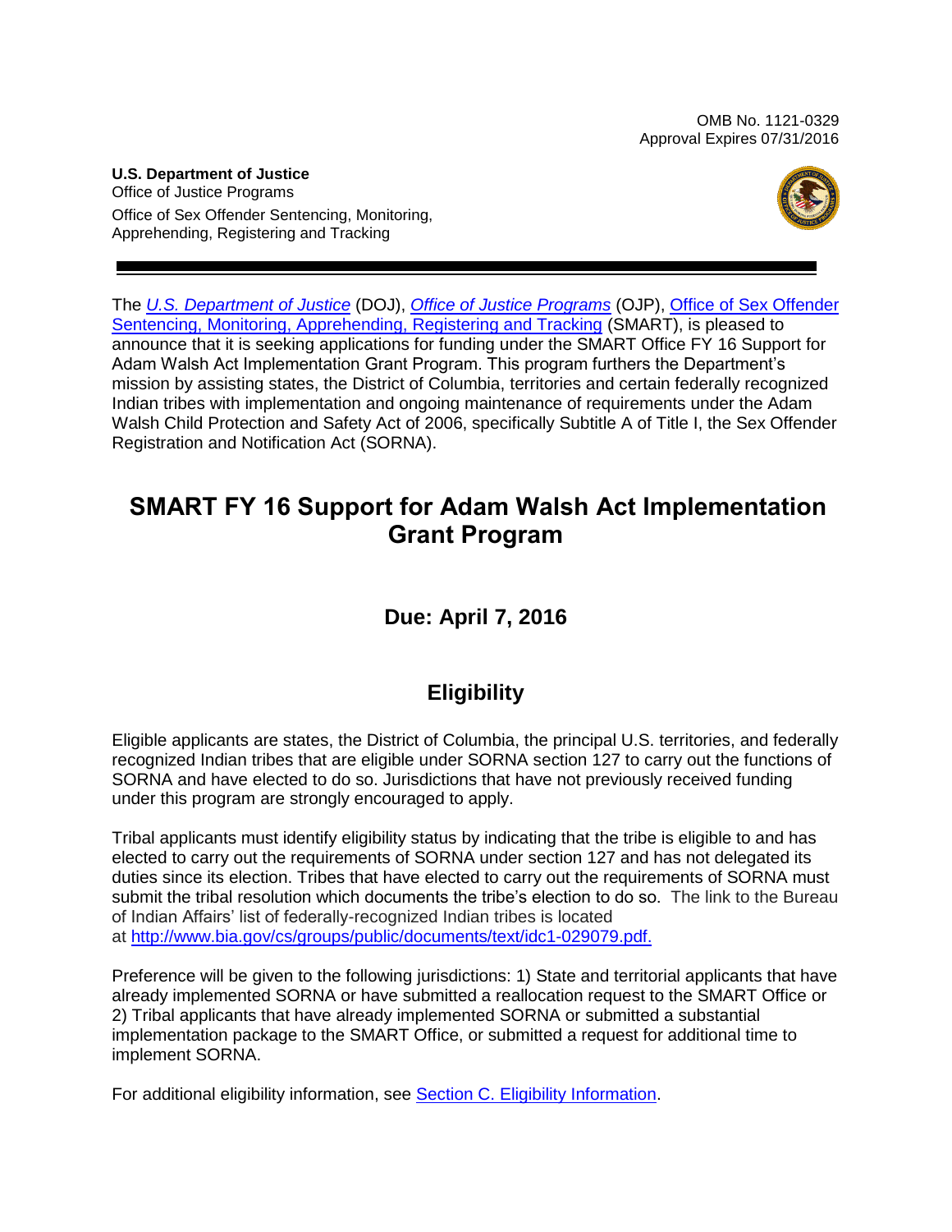OMB No. 1121-0329
Approval Expires 07/31/2016

**U.S. Department of Justice**
Office of Justice Programs
Office of Sex Offender Sentencing, Monitoring, Apprehending, Registering and Tracking

The *U.S. Department of Justice* (DOJ), *Office of Justice Programs* (OJP), Office of Sex Offender Sentencing, Monitoring, Apprehending, Registering and Tracking (SMART), is pleased to announce that it is seeking applications for funding under the SMART Office FY 16 Support for Adam Walsh Act Implementation Grant Program. This program furthers the Department's mission by assisting states, the District of Columbia, territories and certain federally recognized Indian tribes with implementation and ongoing maintenance of requirements under the Adam Walsh Child Protection and Safety Act of 2006, specifically Subtitle A of Title I, the Sex Offender Registration and Notification Act (SORNA).

# SMART FY 16 Support for Adam Walsh Act Implementation Grant Program

## Due: April 7, 2016

## Eligibility

Eligible applicants are states, the District of Columbia, the principal U.S. territories, and federally recognized Indian tribes that are eligible under SORNA section 127 to carry out the functions of SORNA and have elected to do so. Jurisdictions that have not previously received funding under this program are strongly encouraged to apply.

Tribal applicants must identify eligibility status by indicating that the tribe is eligible to and has elected to carry out the requirements of SORNA under section 127 and has not delegated its duties since its election. Tribes that have elected to carry out the requirements of SORNA must submit the tribal resolution which documents the tribe's election to do so. The link to the Bureau of Indian Affairs' list of federally-recognized Indian tribes is located at http://www.bia.gov/cs/groups/public/documents/text/idc1-029079.pdf.

Preference will be given to the following jurisdictions: 1) State and territorial applicants that have already implemented SORNA or have submitted a reallocation request to the SMART Office or 2) Tribal applicants that have already implemented SORNA or submitted a substantial implementation package to the SMART Office, or submitted a request for additional time to implement SORNA.

For additional eligibility information, see Section C. Eligibility Information.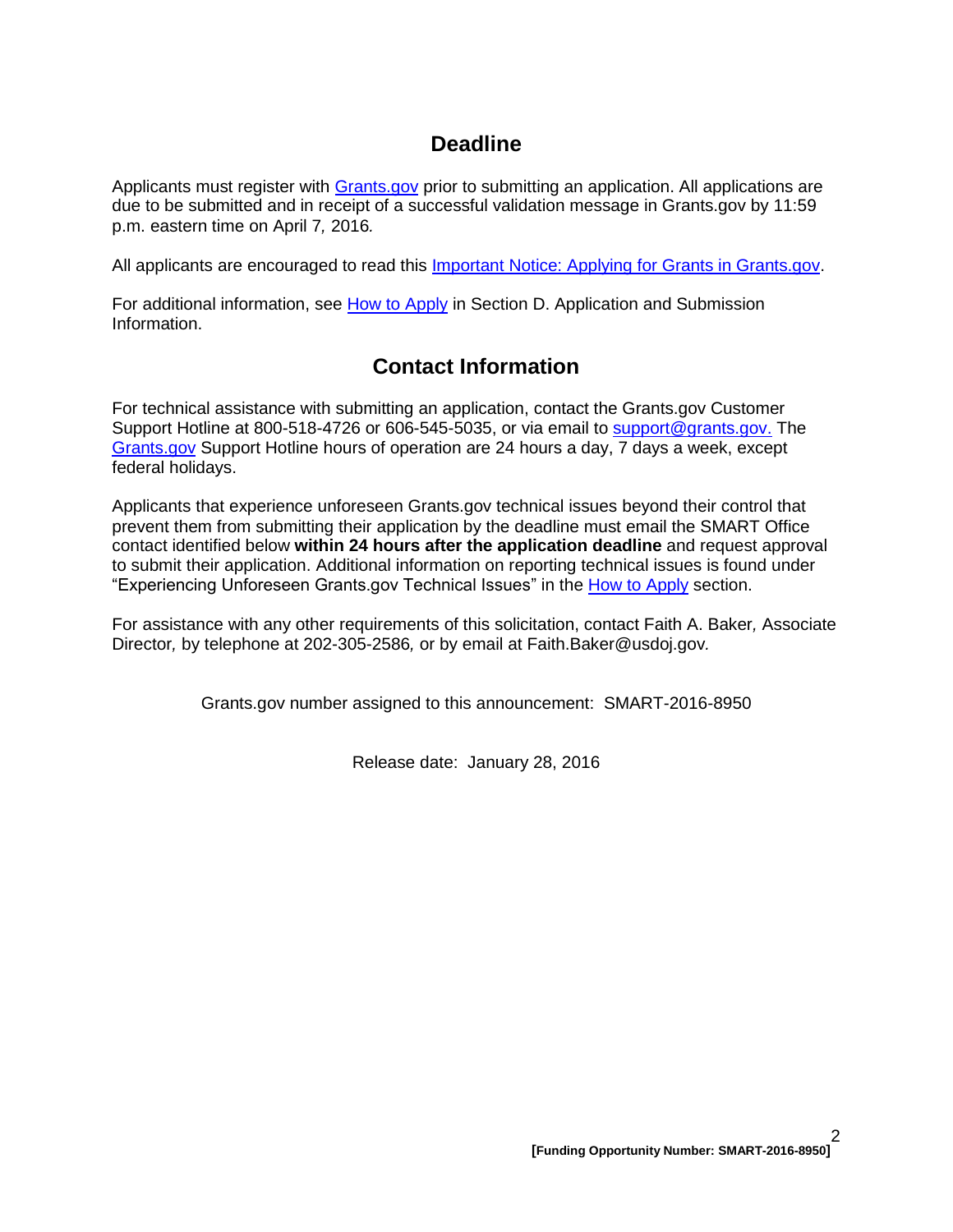## Deadline

Applicants must register with Grants.gov prior to submitting an application. All applications are due to be submitted and in receipt of a successful validation message in Grants.gov by 11:59 p.m. eastern time on April 7, 2016.

All applicants are encouraged to read this Important Notice: Applying for Grants in Grants.gov.

For additional information, see How to Apply in Section D. Application and Submission Information.

## Contact Information

For technical assistance with submitting an application, contact the Grants.gov Customer Support Hotline at 800-518-4726 or 606-545-5035, or via email to support@grants.gov. The Grants.gov Support Hotline hours of operation are 24 hours a day, 7 days a week, except federal holidays.

Applicants that experience unforeseen Grants.gov technical issues beyond their control that prevent them from submitting their application by the deadline must email the SMART Office contact identified below **within 24 hours after the application deadline** and request approval to submit their application. Additional information on reporting technical issues is found under "Experiencing Unforeseen Grants.gov Technical Issues" in the How to Apply section.

For assistance with any other requirements of this solicitation, contact Faith A. Baker, Associate Director, by telephone at 202-305-2586, or by email at Faith.Baker@usdoj.gov.

Grants.gov number assigned to this announcement: SMART-2016-8950

Release date: January 28, 2016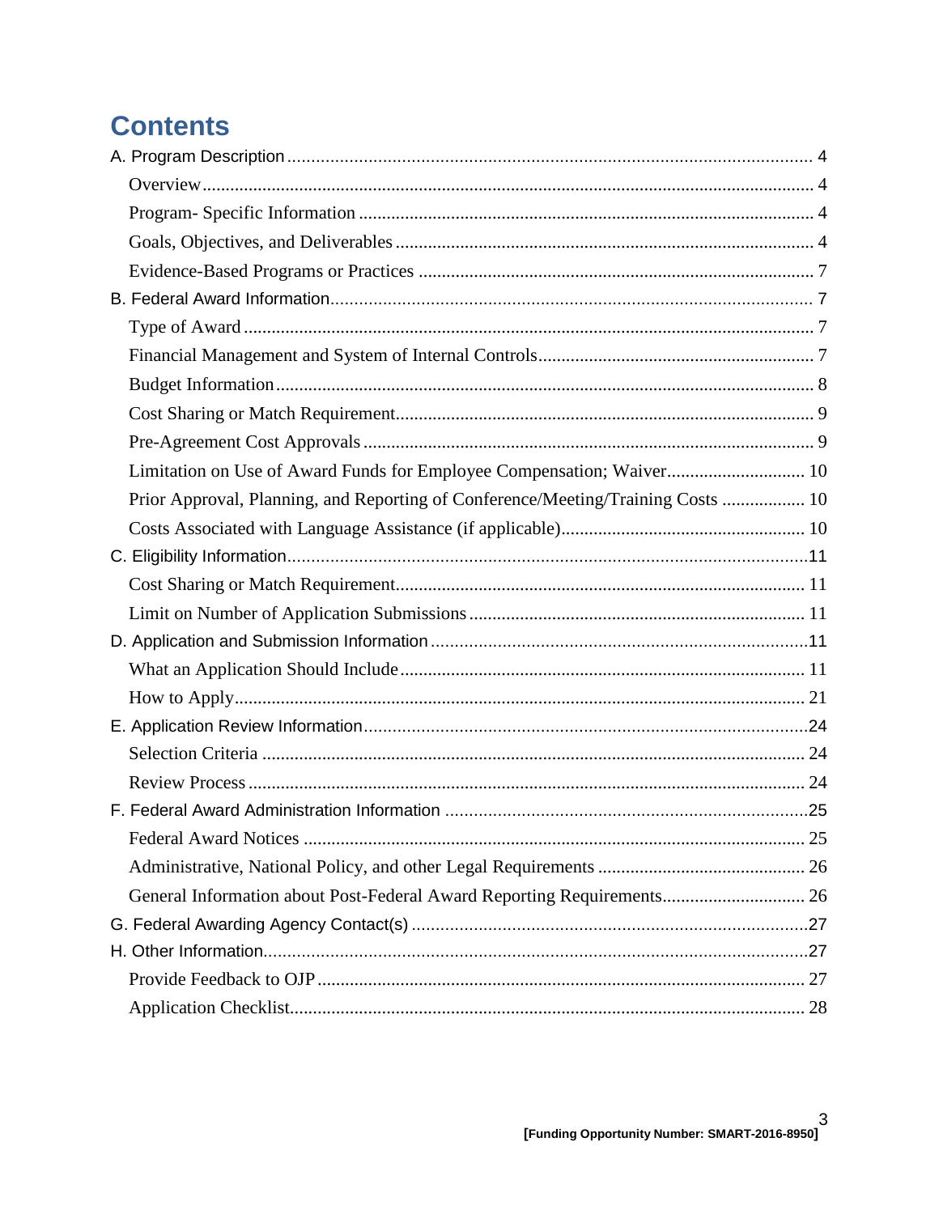# Contents

A. Program Description ............................................................................................................ 4

- Overview ............................................................................................................................ 4
- Program- Specific Information ........................................................................................... 4
- Goals, Objectives, and Deliverables .................................................................................. 4
- Evidence-Based Programs or Practices .............................................................................. 7

B. Federal Award Information ................................................................................................... 7

- Type of Award ................................................................................................................... 7
- Financial Management and System of Internal Controls ................................................... 7
- Budget Information ............................................................................................................ 8
- Cost Sharing or Match Requirement .................................................................................. 9
- Pre-Agreement Cost Approvals .......................................................................................... 9
- Limitation on Use of Award Funds for Employee Compensation; Waiver ....................... 10
- Prior Approval, Planning, and Reporting of Conference/Meeting/Training Costs ............ 10
- Costs Associated with Language Assistance (if applicable) ............................................. 10

C. Eligibility Information ........................................................................................................ 11

- Cost Sharing or Match Requirement ................................................................................ 11
- Limit on Number of Application Submissions ................................................................. 11

D. Application and Submission Information .......................................................................... 11

- What an Application Should Include ............................................................................... 11
- How to Apply .................................................................................................................... 21

E. Application Review Information ........................................................................................ 24

- Selection Criteria .............................................................................................................. 24
- Review Process ................................................................................................................. 24

F. Federal Award Administration Information ....................................................................... 25

- Federal Award Notices ...................................................................................................... 25
- Administrative, National Policy, and other Legal Requirements ..................................... 26
- General Information about Post-Federal Award Reporting Requirements ....................... 26

G. Federal Awarding Agency Contact(s) ................................................................................ 27

H. Other Information .............................................................................................................. 27

- Provide Feedback to OJP .................................................................................................. 27
- Application Checklist ....................................................................................................... 28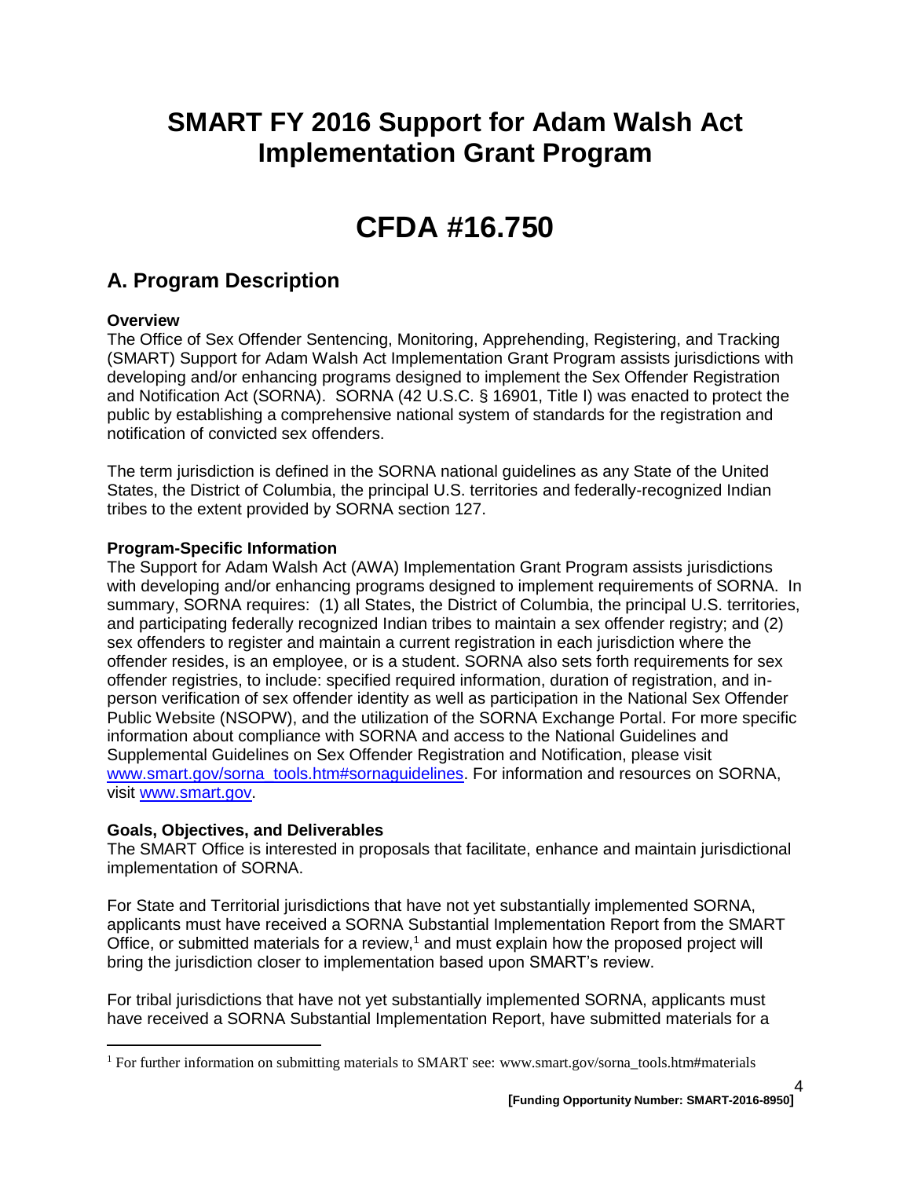# SMART FY 2016 Support for Adam Walsh Act Implementation Grant Program

# CFDA #16.750

## A. Program Description

**Overview**

The Office of Sex Offender Sentencing, Monitoring, Apprehending, Registering, and Tracking (SMART) Support for Adam Walsh Act Implementation Grant Program assists jurisdictions with developing and/or enhancing programs designed to implement the Sex Offender Registration and Notification Act (SORNA). SORNA (42 U.S.C. § 16901, Title I) was enacted to protect the public by establishing a comprehensive national system of standards for the registration and notification of convicted sex offenders.

The term jurisdiction is defined in the SORNA national guidelines as any State of the United States, the District of Columbia, the principal U.S. territories and federally-recognized Indian tribes to the extent provided by SORNA section 127.

**Program-Specific Information**

The Support for Adam Walsh Act (AWA) Implementation Grant Program assists jurisdictions with developing and/or enhancing programs designed to implement requirements of SORNA. In summary, SORNA requires: (1) all States, the District of Columbia, the principal U.S. territories, and participating federally recognized Indian tribes to maintain a sex offender registry; and (2) sex offenders to register and maintain a current registration in each jurisdiction where the offender resides, is an employee, or is a student. SORNA also sets forth requirements for sex offender registries, to include: specified required information, duration of registration, and in-person verification of sex offender identity as well as participation in the National Sex Offender Public Website (NSOPW), and the utilization of the SORNA Exchange Portal. For more specific information about compliance with SORNA and access to the National Guidelines and Supplemental Guidelines on Sex Offender Registration and Notification, please visit [www.smart.gov/sorna_tools.htm#sornaguidelines](www.smart.gov/sorna_tools.htm#sornaguidelines). For information and resources on SORNA, visit [www.smart.gov](www.smart.gov).

**Goals, Objectives, and Deliverables**

The SMART Office is interested in proposals that facilitate, enhance and maintain jurisdictional implementation of SORNA.

For State and Territorial jurisdictions that have not yet substantially implemented SORNA, applicants must have received a SORNA Substantial Implementation Report from the SMART Office, or submitted materials for a review,[1] and must explain how the proposed project will bring the jurisdiction closer to implementation based upon SMART's review.

For tribal jurisdictions that have not yet substantially implemented SORNA, applicants must have received a SORNA Substantial Implementation Report, have submitted materials for a

[1] For further information on submitting materials to SMART see: www.smart.gov/sorna_tools.htm#materials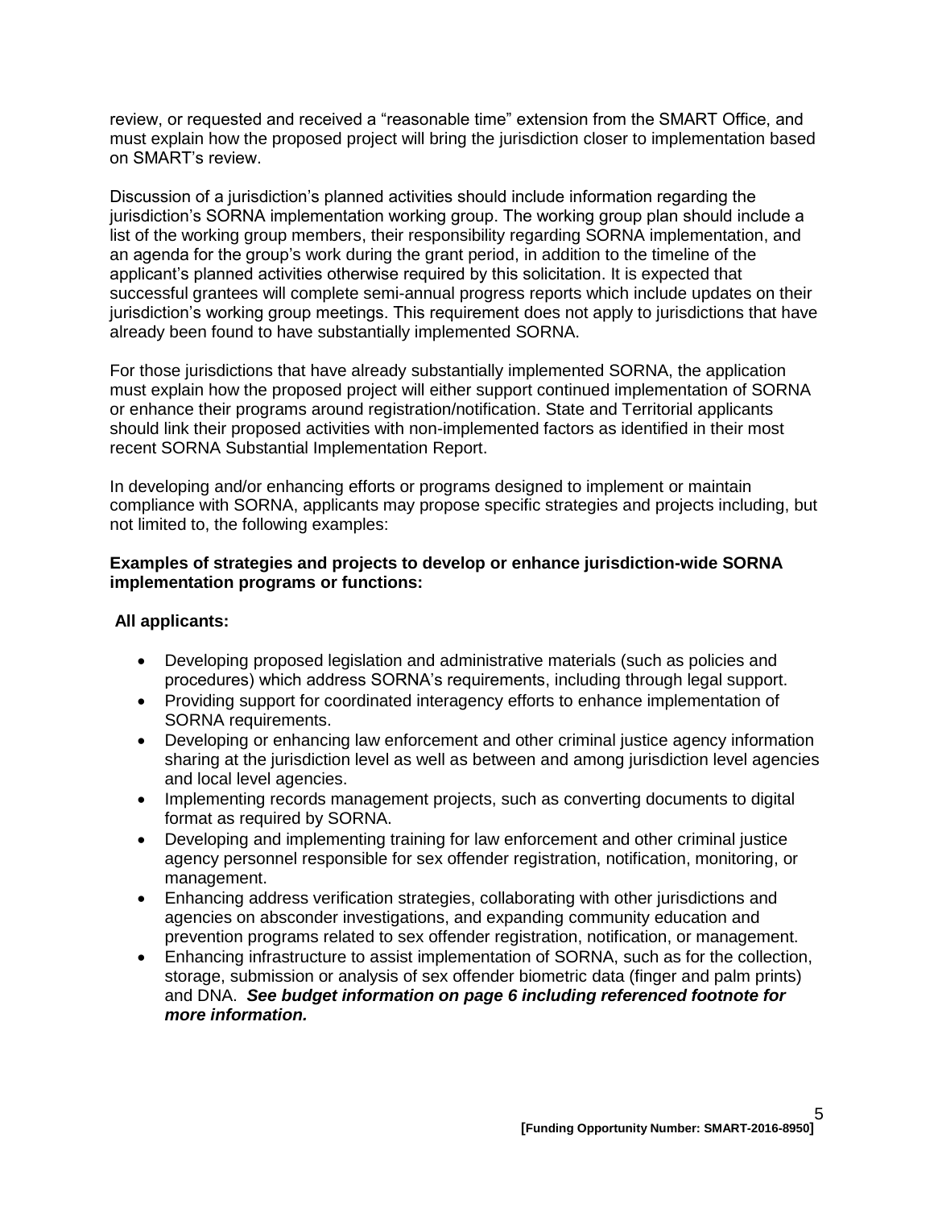review, or requested and received a "reasonable time" extension from the SMART Office, and must explain how the proposed project will bring the jurisdiction closer to implementation based on SMART's review.

Discussion of a jurisdiction's planned activities should include information regarding the jurisdiction's SORNA implementation working group. The working group plan should include a list of the working group members, their responsibility regarding SORNA implementation, and an agenda for the group's work during the grant period, in addition to the timeline of the applicant's planned activities otherwise required by this solicitation. It is expected that successful grantees will complete semi-annual progress reports which include updates on their jurisdiction's working group meetings. This requirement does not apply to jurisdictions that have already been found to have substantially implemented SORNA.

For those jurisdictions that have already substantially implemented SORNA, the application must explain how the proposed project will either support continued implementation of SORNA or enhance their programs around registration/notification. State and Territorial applicants should link their proposed activities with non-implemented factors as identified in their most recent SORNA Substantial Implementation Report.

In developing and/or enhancing efforts or programs designed to implement or maintain compliance with SORNA, applicants may propose specific strategies and projects including, but not limited to, the following examples:

**Examples of strategies and projects to develop or enhance jurisdiction-wide SORNA implementation programs or functions:**

**All applicants:**

- Developing proposed legislation and administrative materials (such as policies and procedures) which address SORNA's requirements, including through legal support.
- Providing support for coordinated interagency efforts to enhance implementation of SORNA requirements.
- Developing or enhancing law enforcement and other criminal justice agency information sharing at the jurisdiction level as well as between and among jurisdiction level agencies and local level agencies.
- Implementing records management projects, such as converting documents to digital format as required by SORNA.
- Developing and implementing training for law enforcement and other criminal justice agency personnel responsible for sex offender registration, notification, monitoring, or management.
- Enhancing address verification strategies, collaborating with other jurisdictions and agencies on absconder investigations, and expanding community education and prevention programs related to sex offender registration, notification, or management.
- Enhancing infrastructure to assist implementation of SORNA, such as for the collection, storage, submission or analysis of sex offender biometric data (finger and palm prints) and DNA. ***See budget information on page 6 including referenced footnote for more information.***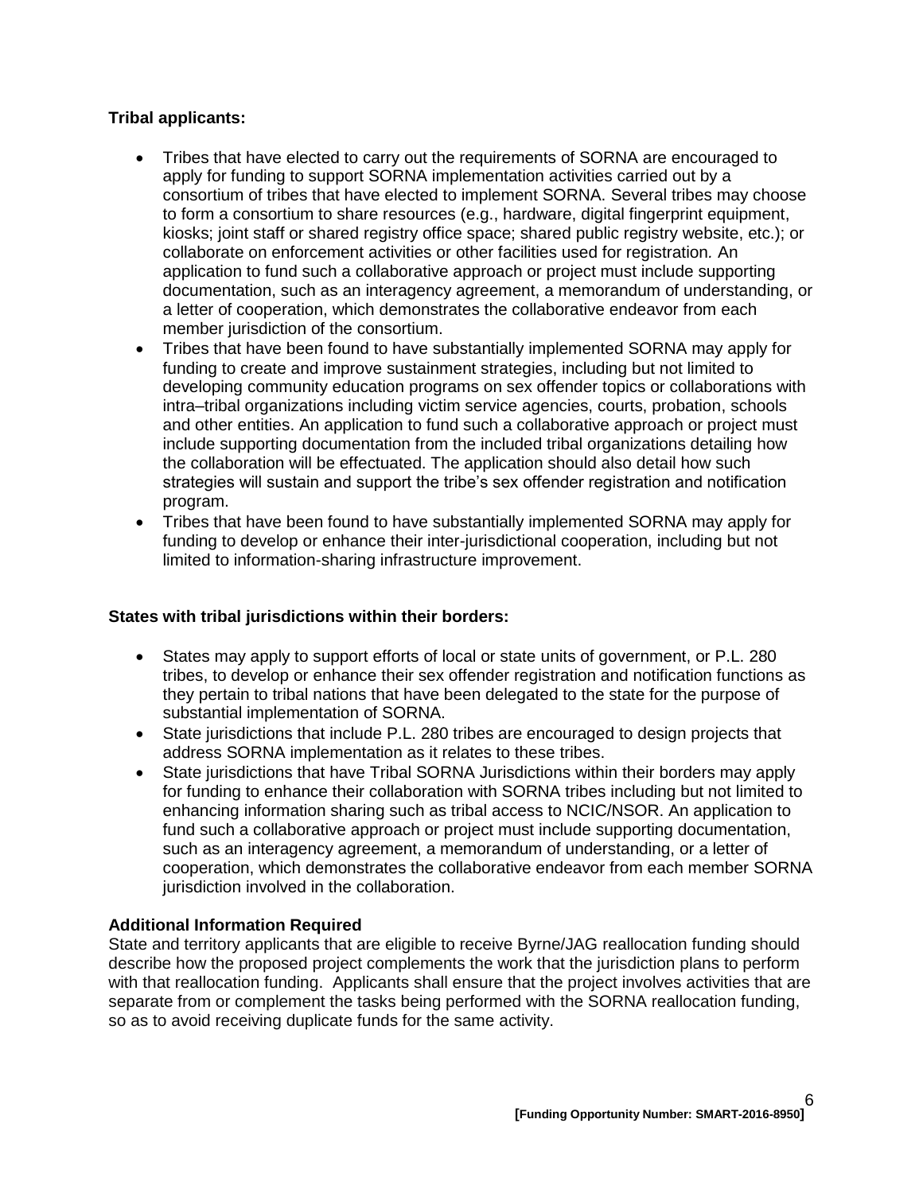**Tribal applicants:**

- Tribes that have elected to carry out the requirements of SORNA are encouraged to apply for funding to support SORNA implementation activities carried out by a consortium of tribes that have elected to implement SORNA. Several tribes may choose to form a consortium to share resources (e.g., hardware, digital fingerprint equipment, kiosks; joint staff or shared registry office space; shared public registry website, etc.); or collaborate on enforcement activities or other facilities used for registration. An application to fund such a collaborative approach or project must include supporting documentation, such as an interagency agreement, a memorandum of understanding, or a letter of cooperation, which demonstrates the collaborative endeavor from each member jurisdiction of the consortium.
- Tribes that have been found to have substantially implemented SORNA may apply for funding to create and improve sustainment strategies, including but not limited to developing community education programs on sex offender topics or collaborations with intra–tribal organizations including victim service agencies, courts, probation, schools and other entities. An application to fund such a collaborative approach or project must include supporting documentation from the included tribal organizations detailing how the collaboration will be effectuated. The application should also detail how such strategies will sustain and support the tribe's sex offender registration and notification program.
- Tribes that have been found to have substantially implemented SORNA may apply for funding to develop or enhance their inter-jurisdictional cooperation, including but not limited to information-sharing infrastructure improvement.

**States with tribal jurisdictions within their borders:**

- States may apply to support efforts of local or state units of government, or P.L. 280 tribes, to develop or enhance their sex offender registration and notification functions as they pertain to tribal nations that have been delegated to the state for the purpose of substantial implementation of SORNA.
- State jurisdictions that include P.L. 280 tribes are encouraged to design projects that address SORNA implementation as it relates to these tribes.
- State jurisdictions that have Tribal SORNA Jurisdictions within their borders may apply for funding to enhance their collaboration with SORNA tribes including but not limited to enhancing information sharing such as tribal access to NCIC/NSOR. An application to fund such a collaborative approach or project must include supporting documentation, such as an interagency agreement, a memorandum of understanding, or a letter of cooperation, which demonstrates the collaborative endeavor from each member SORNA jurisdiction involved in the collaboration.

**Additional Information Required**

State and territory applicants that are eligible to receive Byrne/JAG reallocation funding should describe how the proposed project complements the work that the jurisdiction plans to perform with that reallocation funding. Applicants shall ensure that the project involves activities that are separate from or complement the tasks being performed with the SORNA reallocation funding, so as to avoid receiving duplicate funds for the same activity.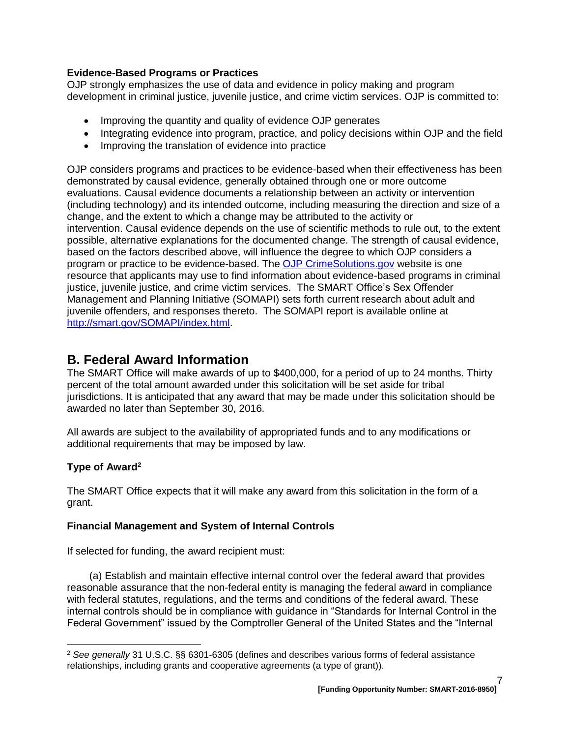### Evidence-Based Programs or Practices

OJP strongly emphasizes the use of data and evidence in policy making and program development in criminal justice, juvenile justice, and crime victim services. OJP is committed to:

- Improving the quantity and quality of evidence OJP generates
- Integrating evidence into program, practice, and policy decisions within OJP and the field
- Improving the translation of evidence into practice

OJP considers programs and practices to be evidence-based when their effectiveness has been demonstrated by causal evidence, generally obtained through one or more outcome evaluations. Causal evidence documents a relationship between an activity or intervention (including technology) and its intended outcome, including measuring the direction and size of a change, and the extent to which a change may be attributed to the activity or intervention. Causal evidence depends on the use of scientific methods to rule out, to the extent possible, alternative explanations for the documented change. The strength of causal evidence, based on the factors described above, will influence the degree to which OJP considers a program or practice to be evidence-based. The [OJP CrimeSolutions.gov](OJP CrimeSolutions.gov) website is one resource that applicants may use to find information about evidence-based programs in criminal justice, juvenile justice, and crime victim services. The SMART Office's Sex Offender Management and Planning Initiative (SOMAPI) sets forth current research about adult and juvenile offenders, and responses thereto. The SOMAPI report is available online at http://smart.gov/SOMAPI/index.html.

## B. Federal Award Information

The SMART Office will make awards of up to $400,000, for a period of up to 24 months. Thirty percent of the total amount awarded under this solicitation will be set aside for tribal jurisdictions. It is anticipated that any award that may be made under this solicitation should be awarded no later than September 30, 2016.

All awards are subject to the availability of appropriated funds and to any modifications or additional requirements that may be imposed by law.

### Type of Award[2]

The SMART Office expects that it will make any award from this solicitation in the form of a grant.

### Financial Management and System of Internal Controls

If selected for funding, the award recipient must:

(a) Establish and maintain effective internal control over the federal award that provides reasonable assurance that the non-federal entity is managing the federal award in compliance with federal statutes, regulations, and the terms and conditions of the federal award. These internal controls should be in compliance with guidance in "Standards for Internal Control in the Federal Government" issued by the Comptroller General of the United States and the "Internal

---

[2] *See generally* 31 U.S.C. §§ 6301-6305 (defines and describes various forms of federal assistance relationships, including grants and cooperative agreements (a type of grant)).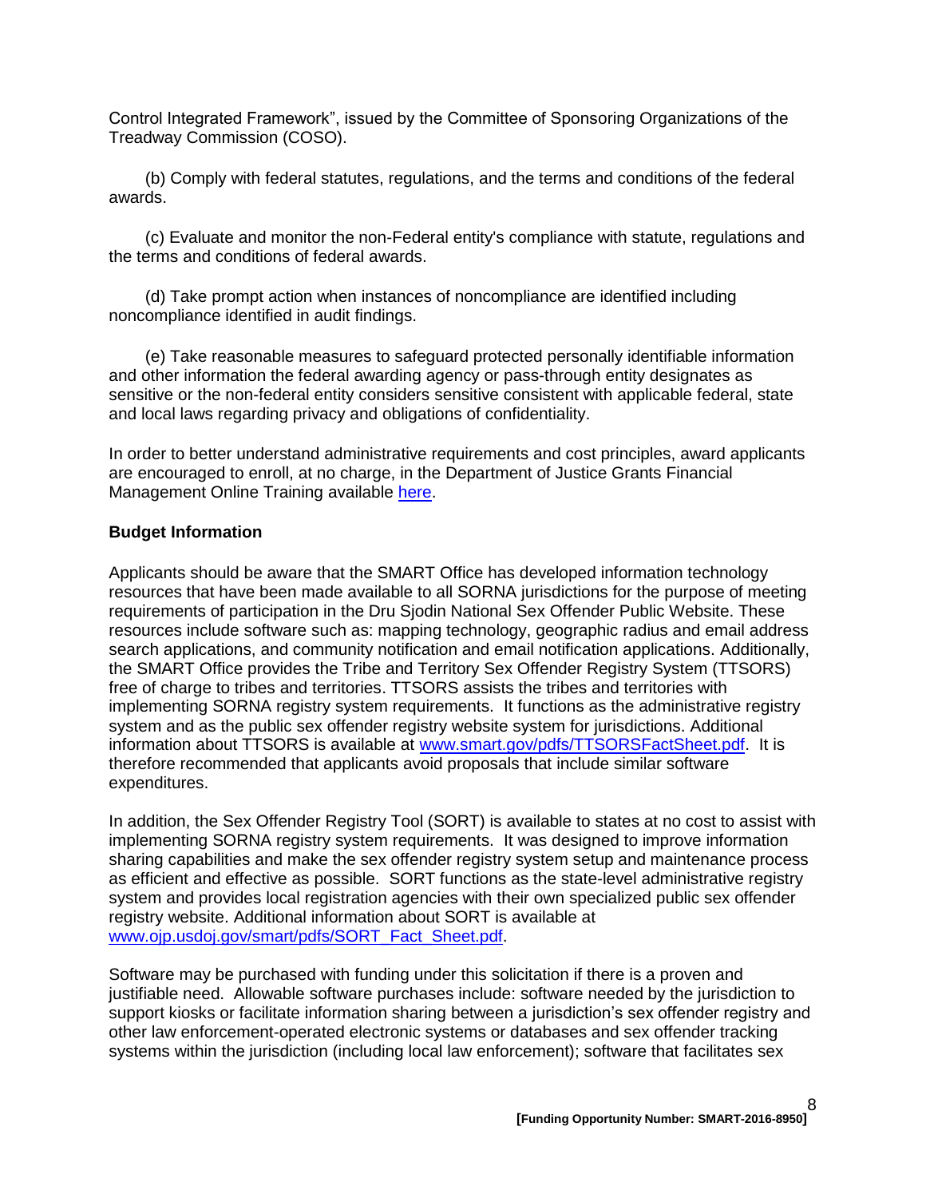Control Integrated Framework", issued by the Committee of Sponsoring Organizations of the Treadway Commission (COSO).

(b) Comply with federal statutes, regulations, and the terms and conditions of the federal awards.

(c) Evaluate and monitor the non-Federal entity's compliance with statute, regulations and the terms and conditions of federal awards.

(d) Take prompt action when instances of noncompliance are identified including noncompliance identified in audit findings.

(e) Take reasonable measures to safeguard protected personally identifiable information and other information the federal awarding agency or pass-through entity designates as sensitive or the non-federal entity considers sensitive consistent with applicable federal, state and local laws regarding privacy and obligations of confidentiality.

In order to better understand administrative requirements and cost principles, award applicants are encouraged to enroll, at no charge, in the Department of Justice Grants Financial Management Online Training available here.

**Budget Information**

Applicants should be aware that the SMART Office has developed information technology resources that have been made available to all SORNA jurisdictions for the purpose of meeting requirements of participation in the Dru Sjodin National Sex Offender Public Website. These resources include software such as: mapping technology, geographic radius and email address search applications, and community notification and email notification applications. Additionally, the SMART Office provides the Tribe and Territory Sex Offender Registry System (TTSORS) free of charge to tribes and territories. TTSORS assists the tribes and territories with implementing SORNA registry system requirements. It functions as the administrative registry system and as the public sex offender registry website system for jurisdictions. Additional information about TTSORS is available at www.smart.gov/pdfs/TTSORSFactSheet.pdf. It is therefore recommended that applicants avoid proposals that include similar software expenditures.

In addition, the Sex Offender Registry Tool (SORT) is available to states at no cost to assist with implementing SORNA registry system requirements. It was designed to improve information sharing capabilities and make the sex offender registry system setup and maintenance process as efficient and effective as possible. SORT functions as the state-level administrative registry system and provides local registration agencies with their own specialized public sex offender registry website. Additional information about SORT is available at www.ojp.usdoj.gov/smart/pdfs/SORT_Fact_Sheet.pdf.

Software may be purchased with funding under this solicitation if there is a proven and justifiable need. Allowable software purchases include: software needed by the jurisdiction to support kiosks or facilitate information sharing between a jurisdiction's sex offender registry and other law enforcement-operated electronic systems or databases and sex offender tracking systems within the jurisdiction (including local law enforcement); software that facilitates sex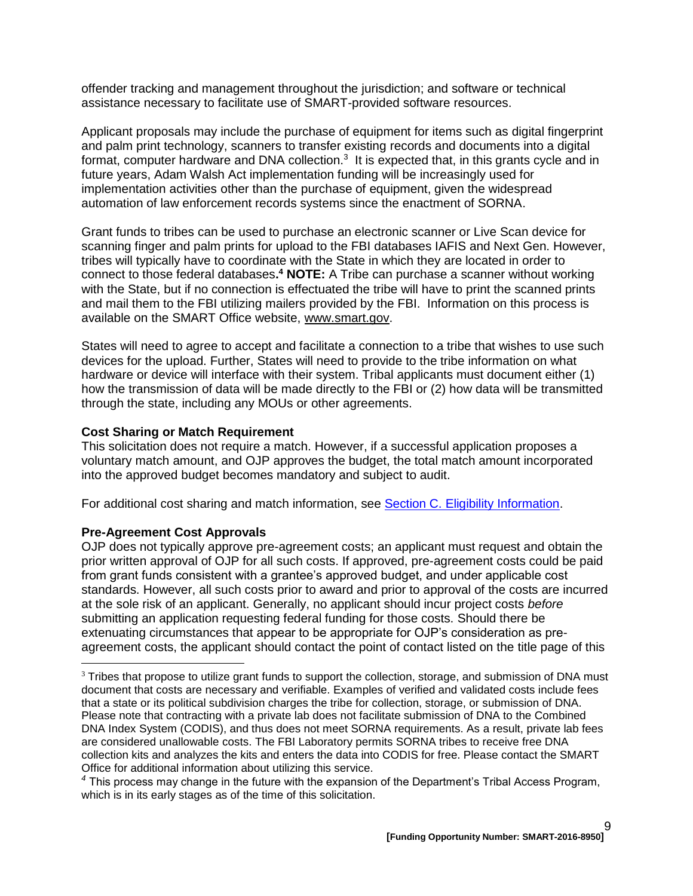offender tracking and management throughout the jurisdiction; and software or technical assistance necessary to facilitate use of SMART-provided software resources.

Applicant proposals may include the purchase of equipment for items such as digital fingerprint and palm print technology, scanners to transfer existing records and documents into a digital format, computer hardware and DNA collection.[3] It is expected that, in this grants cycle and in future years, Adam Walsh Act implementation funding will be increasingly used for implementation activities other than the purchase of equipment, given the widespread automation of law enforcement records systems since the enactment of SORNA.

Grant funds to tribes can be used to purchase an electronic scanner or Live Scan device for scanning finger and palm prints for upload to the FBI databases IAFIS and Next Gen. However, tribes will typically have to coordinate with the State in which they are located in order to connect to those federal databases**.[4] NOTE:** A Tribe can purchase a scanner without working with the State, but if no connection is effectuated the tribe will have to print the scanned prints and mail them to the FBI utilizing mailers provided by the FBI. Information on this process is available on the SMART Office website, www.smart.gov.

States will need to agree to accept and facilitate a connection to a tribe that wishes to use such devices for the upload. Further, States will need to provide to the tribe information on what hardware or device will interface with their system. Tribal applicants must document either (1) how the transmission of data will be made directly to the FBI or (2) how data will be transmitted through the state, including any MOUs or other agreements.

**Cost Sharing or Match Requirement**

This solicitation does not require a match. However, if a successful application proposes a voluntary match amount, and OJP approves the budget, the total match amount incorporated into the approved budget becomes mandatory and subject to audit.

For additional cost sharing and match information, see Section C. Eligibility Information.

**Pre-Agreement Cost Approvals**

OJP does not typically approve pre-agreement costs; an applicant must request and obtain the prior written approval of OJP for all such costs. If approved, pre-agreement costs could be paid from grant funds consistent with a grantee's approved budget, and under applicable cost standards. However, all such costs prior to award and prior to approval of the costs are incurred at the sole risk of an applicant. Generally, no applicant should incur project costs *before* submitting an application requesting federal funding for those costs. Should there be extenuating circumstances that appear to be appropriate for OJP's consideration as pre-agreement costs, the applicant should contact the point of contact listed on the title page of this

---

[3] Tribes that propose to utilize grant funds to support the collection, storage, and submission of DNA must document that costs are necessary and verifiable. Examples of verified and validated costs include fees that a state or its political subdivision charges the tribe for collection, storage, or submission of DNA. Please note that contracting with a private lab does not facilitate submission of DNA to the Combined DNA Index System (CODIS), and thus does not meet SORNA requirements. As a result, private lab fees are considered unallowable costs. The FBI Laboratory permits SORNA tribes to receive free DNA collection kits and analyzes the kits and enters the data into CODIS for free. Please contact the SMART Office for additional information about utilizing this service.

[4] This process may change in the future with the expansion of the Department's Tribal Access Program, which is in its early stages as of the time of this solicitation.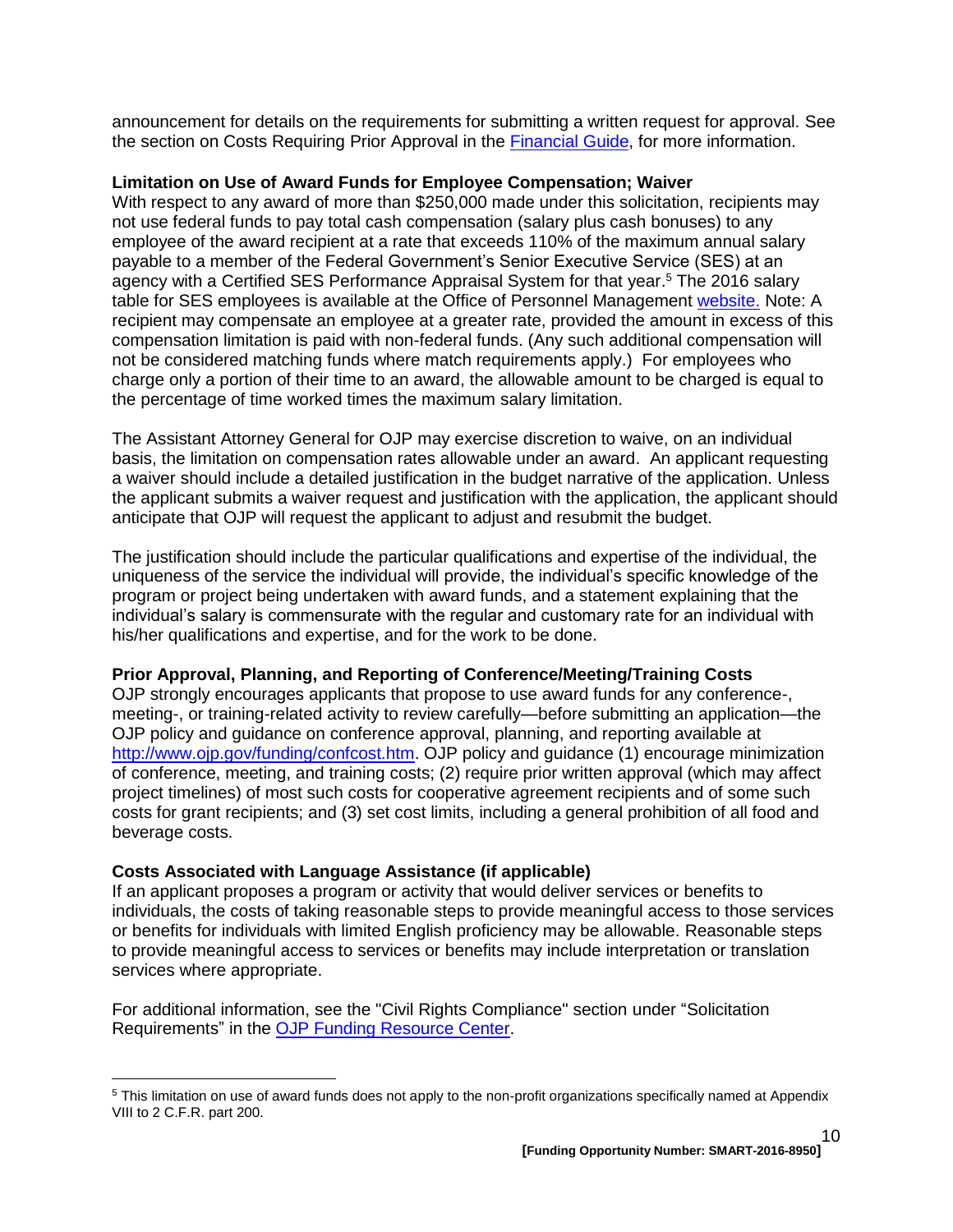announcement for details on the requirements for submitting a written request for approval. See the section on Costs Requiring Prior Approval in the [Financial Guide](), for more information.

**Limitation on Use of Award Funds for Employee Compensation; Waiver**

With respect to any award of more than $250,000 made under this solicitation, recipients may not use federal funds to pay total cash compensation (salary plus cash bonuses) to any employee of the award recipient at a rate that exceeds 110% of the maximum annual salary payable to a member of the Federal Government's Senior Executive Service (SES) at an agency with a Certified SES Performance Appraisal System for that year.[5] The 2016 salary table for SES employees is available at the Office of Personnel Management [website.]() Note: A recipient may compensate an employee at a greater rate, provided the amount in excess of this compensation limitation is paid with non-federal funds. (Any such additional compensation will not be considered matching funds where match requirements apply.) For employees who charge only a portion of their time to an award, the allowable amount to be charged is equal to the percentage of time worked times the maximum salary limitation.

The Assistant Attorney General for OJP may exercise discretion to waive, on an individual basis, the limitation on compensation rates allowable under an award. An applicant requesting a waiver should include a detailed justification in the budget narrative of the application. Unless the applicant submits a waiver request and justification with the application, the applicant should anticipate that OJP will request the applicant to adjust and resubmit the budget.

The justification should include the particular qualifications and expertise of the individual, the uniqueness of the service the individual will provide, the individual's specific knowledge of the program or project being undertaken with award funds, and a statement explaining that the individual's salary is commensurate with the regular and customary rate for an individual with his/her qualifications and expertise, and for the work to be done.

**Prior Approval, Planning, and Reporting of Conference/Meeting/Training Costs**

OJP strongly encourages applicants that propose to use award funds for any conference-, meeting-, or training-related activity to review carefully—before submitting an application—the OJP policy and guidance on conference approval, planning, and reporting available at [http://www.ojp.gov/funding/confcost.htm](http://www.ojp.gov/funding/confcost.htm). OJP policy and guidance (1) encourage minimization of conference, meeting, and training costs; (2) require prior written approval (which may affect project timelines) of most such costs for cooperative agreement recipients and of some such costs for grant recipients; and (3) set cost limits, including a general prohibition of all food and beverage costs.

**Costs Associated with Language Assistance (if applicable)**

If an applicant proposes a program or activity that would deliver services or benefits to individuals, the costs of taking reasonable steps to provide meaningful access to those services or benefits for individuals with limited English proficiency may be allowable. Reasonable steps to provide meaningful access to services or benefits may include interpretation or translation services where appropriate.

For additional information, see the "Civil Rights Compliance" section under "Solicitation Requirements" in the [OJP Funding Resource Center]().

---

[5] This limitation on use of award funds does not apply to the non-profit organizations specifically named at Appendix VIII to 2 C.F.R. part 200.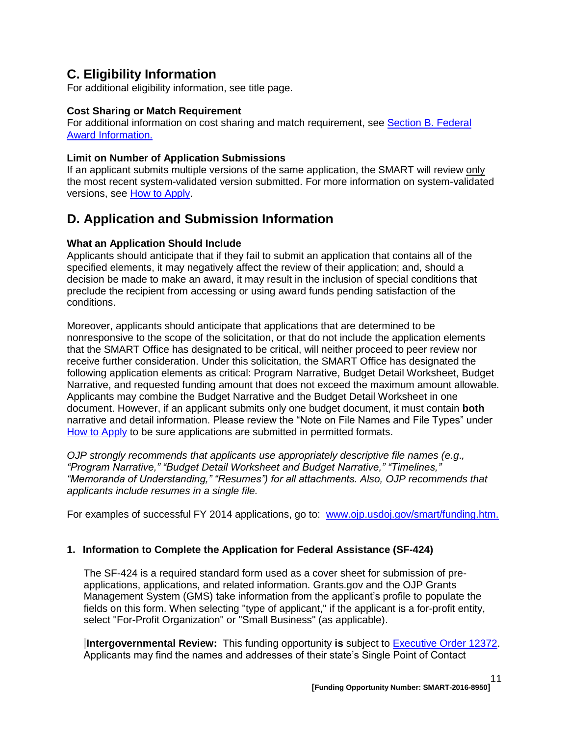## C. Eligibility Information

For additional eligibility information, see title page.

**Cost Sharing or Match Requirement**

For additional information on cost sharing and match requirement, see Section B. Federal Award Information.

**Limit on Number of Application Submissions**

If an applicant submits multiple versions of the same application, the SMART will review only the most recent system-validated version submitted. For more information on system-validated versions, see How to Apply.

## D. Application and Submission Information

**What an Application Should Include**

Applicants should anticipate that if they fail to submit an application that contains all of the specified elements, it may negatively affect the review of their application; and, should a decision be made to make an award, it may result in the inclusion of special conditions that preclude the recipient from accessing or using award funds pending satisfaction of the conditions.

Moreover, applicants should anticipate that applications that are determined to be nonresponsive to the scope of the solicitation, or that do not include the application elements that the SMART Office has designated to be critical, will neither proceed to peer review nor receive further consideration. Under this solicitation, the SMART Office has designated the following application elements as critical: Program Narrative, Budget Detail Worksheet, Budget Narrative, and requested funding amount that does not exceed the maximum amount allowable. Applicants may combine the Budget Narrative and the Budget Detail Worksheet in one document. However, if an applicant submits only one budget document, it must contain **both** narrative and detail information. Please review the “Note on File Names and File Types” under How to Apply to be sure applications are submitted in permitted formats.

*OJP strongly recommends that applicants use appropriately descriptive file names (e.g., “Program Narrative,” “Budget Detail Worksheet and Budget Narrative,” “Timelines,” “Memoranda of Understanding,” “Resumes”) for all attachments. Also, OJP recommends that applicants include resumes in a single file.*

For examples of successful FY 2014 applications, go to: www.ojp.usdoj.gov/smart/funding.htm.

**1. Information to Complete the Application for Federal Assistance (SF-424)**

The SF-424 is a required standard form used as a cover sheet for submission of pre-applications, applications, and related information. Grants.gov and the OJP Grants Management System (GMS) take information from the applicant’s profile to populate the fields on this form. When selecting "type of applicant," if the applicant is a for-profit entity, select "For-Profit Organization" or "Small Business" (as applicable).

**Intergovernmental Review:** This funding opportunity **is** subject to Executive Order 12372. Applicants may find the names and addresses of their state’s Single Point of Contact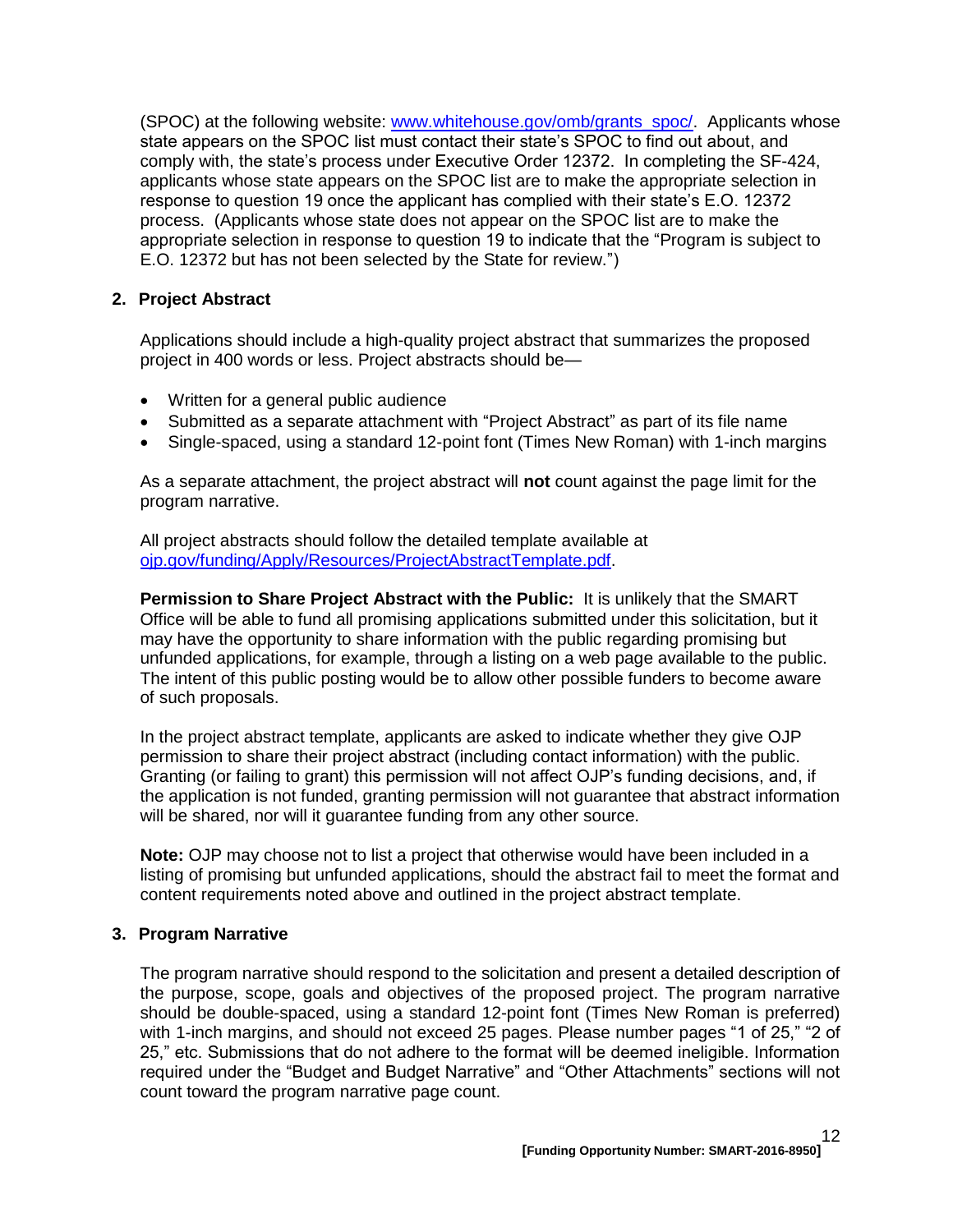(SPOC) at the following website: [www.whitehouse.gov/omb/grants_spoc/](www.whitehouse.gov/omb/grants_spoc/). Applicants whose state appears on the SPOC list must contact their state's SPOC to find out about, and comply with, the state's process under Executive Order 12372. In completing the SF-424, applicants whose state appears on the SPOC list are to make the appropriate selection in response to question 19 once the applicant has complied with their state's E.O. 12372 process. (Applicants whose state does not appear on the SPOC list are to make the appropriate selection in response to question 19 to indicate that the "Program is subject to E.O. 12372 but has not been selected by the State for review.")

## 2. Project Abstract

Applications should include a high-quality project abstract that summarizes the proposed project in 400 words or less. Project abstracts should be—

- Written for a general public audience
- Submitted as a separate attachment with "Project Abstract" as part of its file name
- Single-spaced, using a standard 12-point font (Times New Roman) with 1-inch margins

As a separate attachment, the project abstract will **not** count against the page limit for the program narrative.

All project abstracts should follow the detailed template available at [ojp.gov/funding/Apply/Resources/ProjectAbstractTemplate.pdf](ojp.gov/funding/Apply/Resources/ProjectAbstractTemplate.pdf).

**Permission to Share Project Abstract with the Public:** It is unlikely that the SMART Office will be able to fund all promising applications submitted under this solicitation, but it may have the opportunity to share information with the public regarding promising but unfunded applications, for example, through a listing on a web page available to the public. The intent of this public posting would be to allow other possible funders to become aware of such proposals.

In the project abstract template, applicants are asked to indicate whether they give OJP permission to share their project abstract (including contact information) with the public. Granting (or failing to grant) this permission will not affect OJP's funding decisions, and, if the application is not funded, granting permission will not guarantee that abstract information will be shared, nor will it guarantee funding from any other source.

**Note:** OJP may choose not to list a project that otherwise would have been included in a listing of promising but unfunded applications, should the abstract fail to meet the format and content requirements noted above and outlined in the project abstract template.

## 3. Program Narrative

The program narrative should respond to the solicitation and present a detailed description of the purpose, scope, goals and objectives of the proposed project. The program narrative should be double-spaced, using a standard 12-point font (Times New Roman is preferred) with 1-inch margins, and should not exceed 25 pages. Please number pages "1 of 25," "2 of 25," etc. Submissions that do not adhere to the format will be deemed ineligible. Information required under the "Budget and Budget Narrative" and "Other Attachments" sections will not count toward the program narrative page count.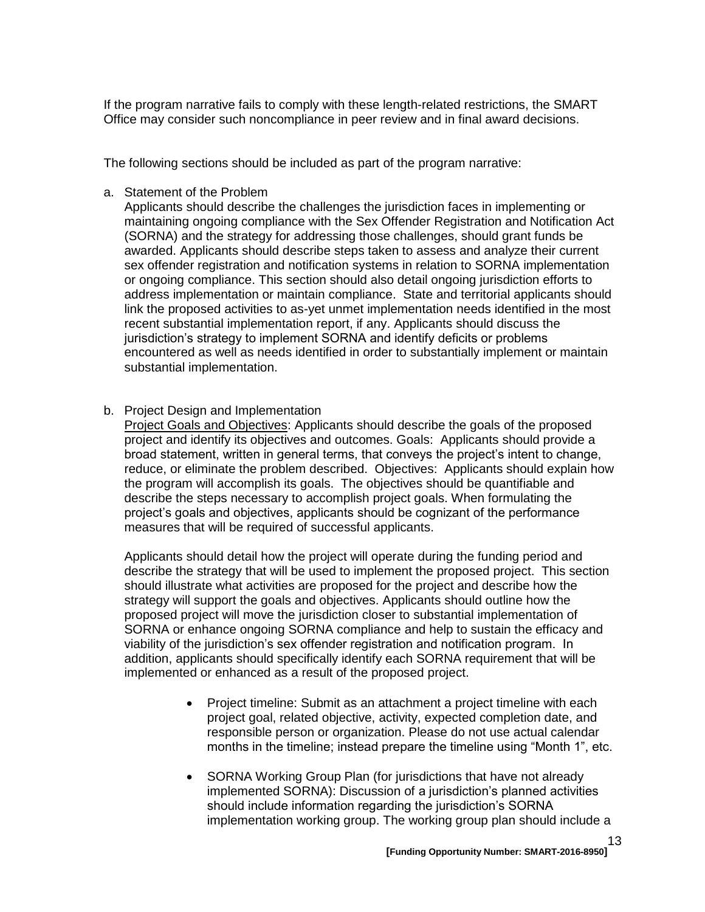If the program narrative fails to comply with these length-related restrictions, the SMART Office may consider such noncompliance in peer review and in final award decisions.

The following sections should be included as part of the program narrative:

a. Statement of the Problem
   Applicants should describe the challenges the jurisdiction faces in implementing or maintaining ongoing compliance with the Sex Offender Registration and Notification Act (SORNA) and the strategy for addressing those challenges, should grant funds be awarded. Applicants should describe steps taken to assess and analyze their current sex offender registration and notification systems in relation to SORNA implementation or ongoing compliance. This section should also detail ongoing jurisdiction efforts to address implementation or maintain compliance. State and territorial applicants should link the proposed activities to as-yet unmet implementation needs identified in the most recent substantial implementation report, if any. Applicants should discuss the jurisdiction's strategy to implement SORNA and identify deficits or problems encountered as well as needs identified in order to substantially implement or maintain substantial implementation.

b. Project Design and Implementation
   Project Goals and Objectives: Applicants should describe the goals of the proposed project and identify its objectives and outcomes. Goals: Applicants should provide a broad statement, written in general terms, that conveys the project's intent to change, reduce, or eliminate the problem described. Objectives: Applicants should explain how the program will accomplish its goals. The objectives should be quantifiable and describe the steps necessary to accomplish project goals. When formulating the project's goals and objectives, applicants should be cognizant of the performance measures that will be required of successful applicants.

   Applicants should detail how the project will operate during the funding period and describe the strategy that will be used to implement the proposed project. This section should illustrate what activities are proposed for the project and describe how the strategy will support the goals and objectives. Applicants should outline how the proposed project will move the jurisdiction closer to substantial implementation of SORNA or enhance ongoing SORNA compliance and help to sustain the efficacy and viability of the jurisdiction's sex offender registration and notification program. In addition, applicants should specifically identify each SORNA requirement that will be implemented or enhanced as a result of the proposed project.

   - Project timeline: Submit as an attachment a project timeline with each project goal, related objective, activity, expected completion date, and responsible person or organization. Please do not use actual calendar months in the timeline; instead prepare the timeline using "Month 1", etc.

   - SORNA Working Group Plan (for jurisdictions that have not already implemented SORNA): Discussion of a jurisdiction's planned activities should include information regarding the jurisdiction's SORNA implementation working group. The working group plan should include a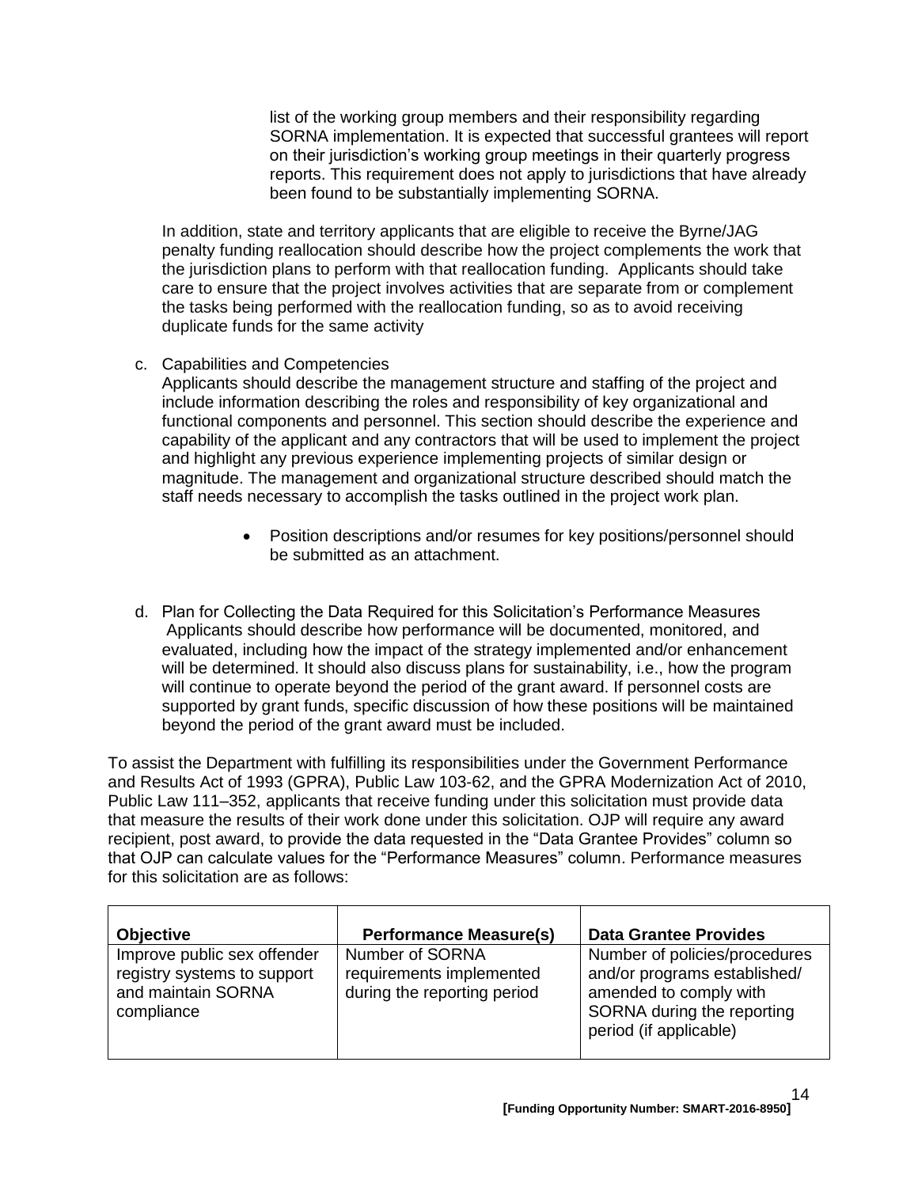list of the working group members and their responsibility regarding SORNA implementation. It is expected that successful grantees will report on their jurisdiction's working group meetings in their quarterly progress reports. This requirement does not apply to jurisdictions that have already been found to be substantially implementing SORNA.

In addition, state and territory applicants that are eligible to receive the Byrne/JAG penalty funding reallocation should describe how the project complements the work that the jurisdiction plans to perform with that reallocation funding. Applicants should take care to ensure that the project involves activities that are separate from or complement the tasks being performed with the reallocation funding, so as to avoid receiving duplicate funds for the same activity

c. Capabilities and Competencies
Applicants should describe the management structure and staffing of the project and include information describing the roles and responsibility of key organizational and functional components and personnel. This section should describe the experience and capability of the applicant and any contractors that will be used to implement the project and highlight any previous experience implementing projects of similar design or magnitude. The management and organizational structure described should match the staff needs necessary to accomplish the tasks outlined in the project work plan.

- Position descriptions and/or resumes for key positions/personnel should be submitted as an attachment.

d. Plan for Collecting the Data Required for this Solicitation's Performance Measures
Applicants should describe how performance will be documented, monitored, and evaluated, including how the impact of the strategy implemented and/or enhancement will be determined. It should also discuss plans for sustainability, i.e., how the program will continue to operate beyond the period of the grant award. If personnel costs are supported by grant funds, specific discussion of how these positions will be maintained beyond the period of the grant award must be included.

To assist the Department with fulfilling its responsibilities under the Government Performance and Results Act of 1993 (GPRA), Public Law 103-62, and the GPRA Modernization Act of 2010, Public Law 111–352, applicants that receive funding under this solicitation must provide data that measure the results of their work done under this solicitation. OJP will require any award recipient, post award, to provide the data requested in the "Data Grantee Provides" column so that OJP can calculate values for the "Performance Measures" column. Performance measures for this solicitation are as follows:

| **Objective** | **Performance Measure(s)** | **Data Grantee Provides** |
| --- | --- | --- |
| Improve public sex offender registry systems to support and maintain SORNA compliance | Number of SORNA requirements implemented during the reporting period | Number of policies/procedures and/or programs established/ amended to comply with SORNA during the reporting period (if applicable) |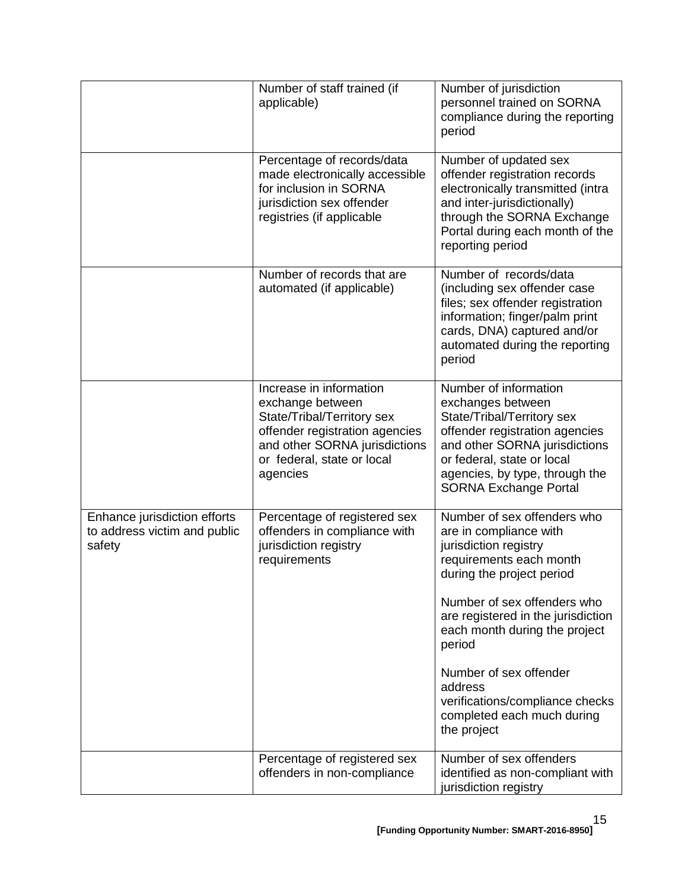| | | |
|---|---|---|
| | Number of staff trained (if applicable) | Number of jurisdiction personnel trained on SORNA compliance during the reporting period |
| | Percentage of records/data made electronically accessible for inclusion in SORNA jurisdiction sex offender registries (if applicable | Number of updated sex offender registration records electronically transmitted (intra and inter-jurisdictionally) through the SORNA Exchange Portal during each month of the reporting period |
| | Number of records that are automated (if applicable) | Number of records/data (including sex offender case files; sex offender registration information; finger/palm print cards, DNA) captured and/or automated during the reporting period |
| | Increase in information exchange between State/Tribal/Territory sex offender registration agencies and other SORNA jurisdictions or federal, state or local agencies | Number of information exchanges between State/Tribal/Territory sex offender registration agencies and other SORNA jurisdictions or federal, state or local agencies, by type, through the SORNA Exchange Portal |
| Enhance jurisdiction efforts to address victim and public safety | Percentage of registered sex offenders in compliance with jurisdiction registry requirements | Number of sex offenders who are in compliance with jurisdiction registry requirements each month during the project period<br><br>Number of sex offenders who are registered in the jurisdiction each month during the project period<br><br>Number of sex offender address verifications/compliance checks completed each much during the project |
| | Percentage of registered sex offenders in non-compliance | Number of sex offenders identified as non-compliant with jurisdiction registry |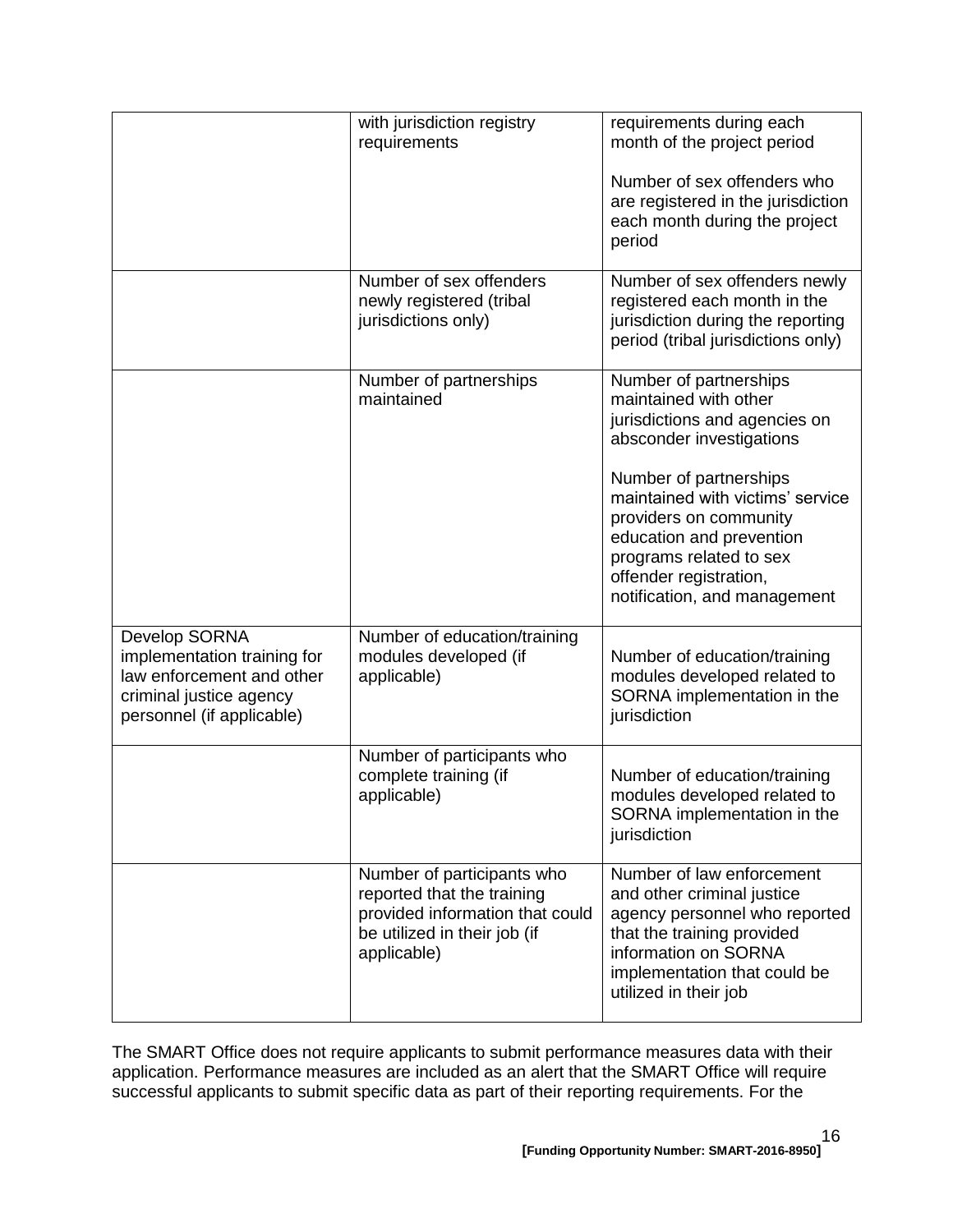| | | |
|---|---|---|
| | with jurisdiction registry requirements | requirements during each month of the project period<br><br>Number of sex offenders who are registered in the jurisdiction each month during the project period |
| | Number of sex offenders newly registered (tribal jurisdictions only) | Number of sex offenders newly registered each month in the jurisdiction during the reporting period (tribal jurisdictions only) |
| | Number of partnerships maintained | Number of partnerships maintained with other jurisdictions and agencies on absconder investigations<br><br>Number of partnerships maintained with victims' service providers on community education and prevention programs related to sex offender registration, notification, and management |
| Develop SORNA implementation training for law enforcement and other criminal justice agency personnel (if applicable) | Number of education/training modules developed (if applicable) | Number of education/training modules developed related to SORNA implementation in the jurisdiction |
| | Number of participants who complete training (if applicable) | Number of education/training modules developed related to SORNA implementation in the jurisdiction |
| | Number of participants who reported that the training provided information that could be utilized in their job (if applicable) | Number of law enforcement and other criminal justice agency personnel who reported that the training provided information on SORNA implementation that could be utilized in their job |

The SMART Office does not require applicants to submit performance measures data with their application. Performance measures are included as an alert that the SMART Office will require successful applicants to submit specific data as part of their reporting requirements. For the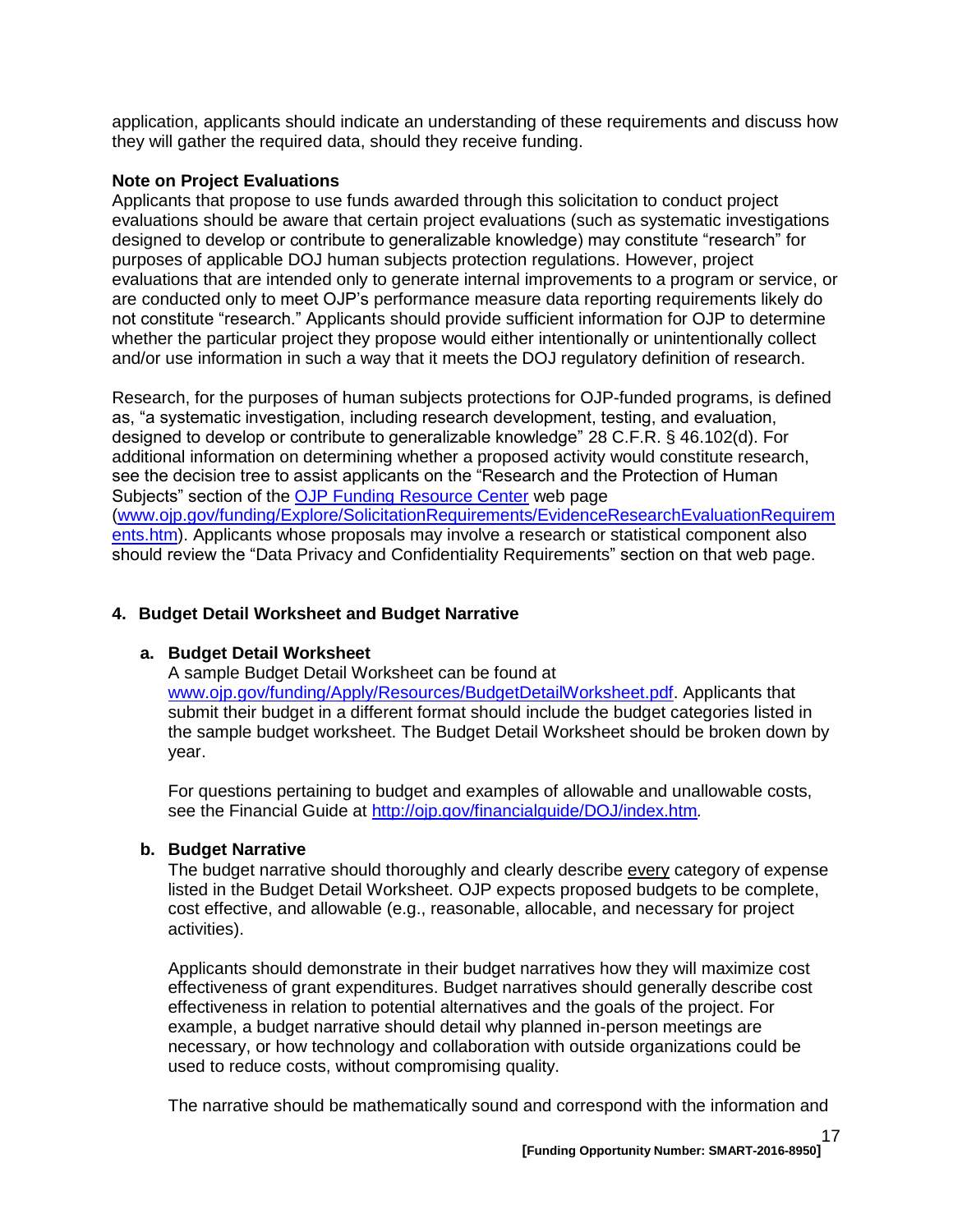application, applicants should indicate an understanding of these requirements and discuss how they will gather the required data, should they receive funding.

**Note on Project Evaluations**
Applicants that propose to use funds awarded through this solicitation to conduct project evaluations should be aware that certain project evaluations (such as systematic investigations designed to develop or contribute to generalizable knowledge) may constitute "research" for purposes of applicable DOJ human subjects protection regulations. However, project evaluations that are intended only to generate internal improvements to a program or service, or are conducted only to meet OJP's performance measure data reporting requirements likely do not constitute "research." Applicants should provide sufficient information for OJP to determine whether the particular project they propose would either intentionally or unintentionally collect and/or use information in such a way that it meets the DOJ regulatory definition of research.

Research, for the purposes of human subjects protections for OJP-funded programs, is defined as, "a systematic investigation, including research development, testing, and evaluation, designed to develop or contribute to generalizable knowledge" 28 C.F.R. § 46.102(d). For additional information on determining whether a proposed activity would constitute research, see the decision tree to assist applicants on the "Research and the Protection of Human Subjects" section of the [OJP Funding Resource Center](www.ojp.gov/funding/Explore/SolicitationRequirements/EvidenceResearchEvaluationRequirements.htm) web page (www.ojp.gov/funding/Explore/SolicitationRequirements/EvidenceResearchEvaluationRequirements.htm). Applicants whose proposals may involve a research or statistical component also should review the "Data Privacy and Confidentiality Requirements" section on that web page.

### 4. Budget Detail Worksheet and Budget Narrative

**a. Budget Detail Worksheet**

A sample Budget Detail Worksheet can be found at www.ojp.gov/funding/Apply/Resources/BudgetDetailWorksheet.pdf. Applicants that submit their budget in a different format should include the budget categories listed in the sample budget worksheet. The Budget Detail Worksheet should be broken down by year.

For questions pertaining to budget and examples of allowable and unallowable costs, see the Financial Guide at http://ojp.gov/financialguide/DOJ/index.htm.

**b. Budget Narrative**

The budget narrative should thoroughly and clearly describe every category of expense listed in the Budget Detail Worksheet. OJP expects proposed budgets to be complete, cost effective, and allowable (e.g., reasonable, allocable, and necessary for project activities).

Applicants should demonstrate in their budget narratives how they will maximize cost effectiveness of grant expenditures. Budget narratives should generally describe cost effectiveness in relation to potential alternatives and the goals of the project. For example, a budget narrative should detail why planned in-person meetings are necessary, or how technology and collaboration with outside organizations could be used to reduce costs, without compromising quality.

The narrative should be mathematically sound and correspond with the information and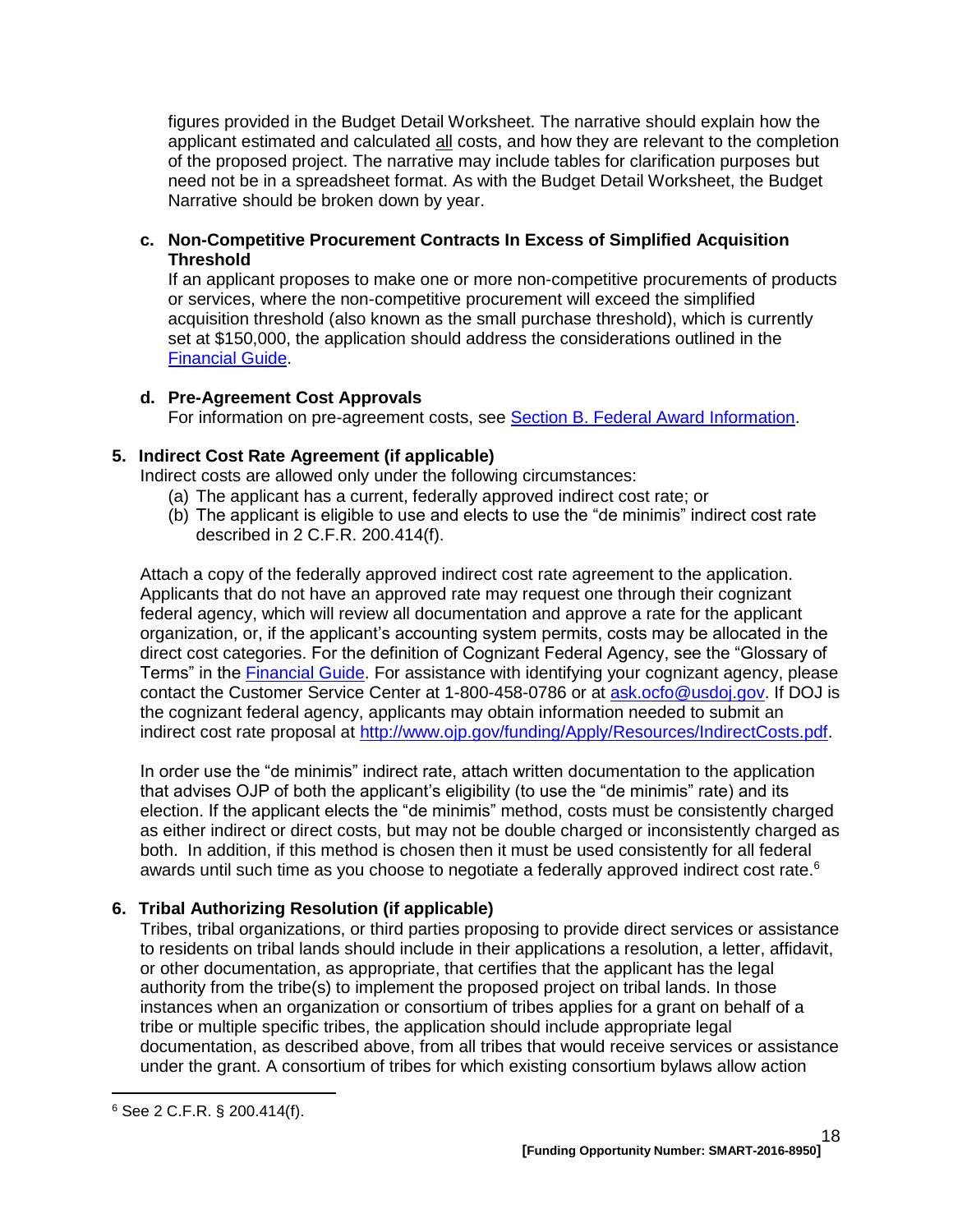figures provided in the Budget Detail Worksheet. The narrative should explain how the applicant estimated and calculated all costs, and how they are relevant to the completion of the proposed project. The narrative may include tables for clarification purposes but need not be in a spreadsheet format. As with the Budget Detail Worksheet, the Budget Narrative should be broken down by year.

**c. Non-Competitive Procurement Contracts In Excess of Simplified Acquisition Threshold**

If an applicant proposes to make one or more non-competitive procurements of products or services, where the non-competitive procurement will exceed the simplified acquisition threshold (also known as the small purchase threshold), which is currently set at $150,000, the application should address the considerations outlined in the Financial Guide.

**d. Pre-Agreement Cost Approvals**

For information on pre-agreement costs, see Section B. Federal Award Information.

### 5. Indirect Cost Rate Agreement (if applicable)

Indirect costs are allowed only under the following circumstances:

(a) The applicant has a current, federally approved indirect cost rate; or
(b) The applicant is eligible to use and elects to use the "de minimis" indirect cost rate described in 2 C.F.R. 200.414(f).

Attach a copy of the federally approved indirect cost rate agreement to the application. Applicants that do not have an approved rate may request one through their cognizant federal agency, which will review all documentation and approve a rate for the applicant organization, or, if the applicant's accounting system permits, costs may be allocated in the direct cost categories. For the definition of Cognizant Federal Agency, see the "Glossary of Terms" in the Financial Guide. For assistance with identifying your cognizant agency, please contact the Customer Service Center at 1-800-458-0786 or at ask.ocfo@usdoj.gov. If DOJ is the cognizant federal agency, applicants may obtain information needed to submit an indirect cost rate proposal at http://www.ojp.gov/funding/Apply/Resources/IndirectCosts.pdf.

In order use the "de minimis" indirect rate, attach written documentation to the application that advises OJP of both the applicant's eligibility (to use the "de minimis" rate) and its election. If the applicant elects the "de minimis" method, costs must be consistently charged as either indirect or direct costs, but may not be double charged or inconsistently charged as both. In addition, if this method is chosen then it must be used consistently for all federal awards until such time as you choose to negotiate a federally approved indirect cost rate.[6]

### 6. Tribal Authorizing Resolution (if applicable)

Tribes, tribal organizations, or third parties proposing to provide direct services or assistance to residents on tribal lands should include in their applications a resolution, a letter, affidavit, or other documentation, as appropriate, that certifies that the applicant has the legal authority from the tribe(s) to implement the proposed project on tribal lands. In those instances when an organization or consortium of tribes applies for a grant on behalf of a tribe or multiple specific tribes, the application should include appropriate legal documentation, as described above, from all tribes that would receive services or assistance under the grant. A consortium of tribes for which existing consortium bylaws allow action

---

[6] See 2 C.F.R. § 200.414(f).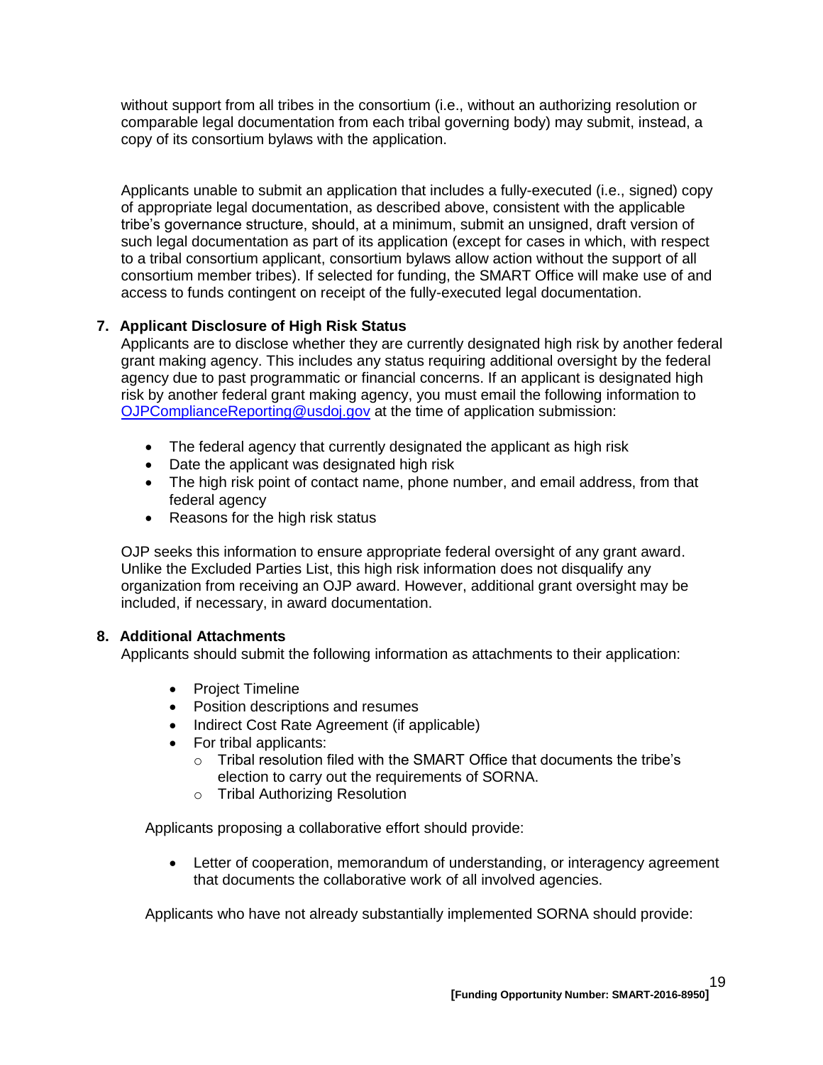without support from all tribes in the consortium (i.e., without an authorizing resolution or comparable legal documentation from each tribal governing body) may submit, instead, a copy of its consortium bylaws with the application.

Applicants unable to submit an application that includes a fully-executed (i.e., signed) copy of appropriate legal documentation, as described above, consistent with the applicable tribe's governance structure, should, at a minimum, submit an unsigned, draft version of such legal documentation as part of its application (except for cases in which, with respect to a tribal consortium applicant, consortium bylaws allow action without the support of all consortium member tribes). If selected for funding, the SMART Office will make use of and access to funds contingent on receipt of the fully-executed legal documentation.

**7. Applicant Disclosure of High Risk Status**

Applicants are to disclose whether they are currently designated high risk by another federal grant making agency. This includes any status requiring additional oversight by the federal agency due to past programmatic or financial concerns. If an applicant is designated high risk by another federal grant making agency, you must email the following information to OJPComplianceReporting@usdoj.gov at the time of application submission:

- The federal agency that currently designated the applicant as high risk
- Date the applicant was designated high risk
- The high risk point of contact name, phone number, and email address, from that federal agency
- Reasons for the high risk status

OJP seeks this information to ensure appropriate federal oversight of any grant award. Unlike the Excluded Parties List, this high risk information does not disqualify any organization from receiving an OJP award. However, additional grant oversight may be included, if necessary, in award documentation.

**8. Additional Attachments**

Applicants should submit the following information as attachments to their application:

- Project Timeline
- Position descriptions and resumes
- Indirect Cost Rate Agreement (if applicable)
- For tribal applicants:
  - Tribal resolution filed with the SMART Office that documents the tribe's election to carry out the requirements of SORNA.
  - Tribal Authorizing Resolution

Applicants proposing a collaborative effort should provide:

- Letter of cooperation, memorandum of understanding, or interagency agreement that documents the collaborative work of all involved agencies.

Applicants who have not already substantially implemented SORNA should provide: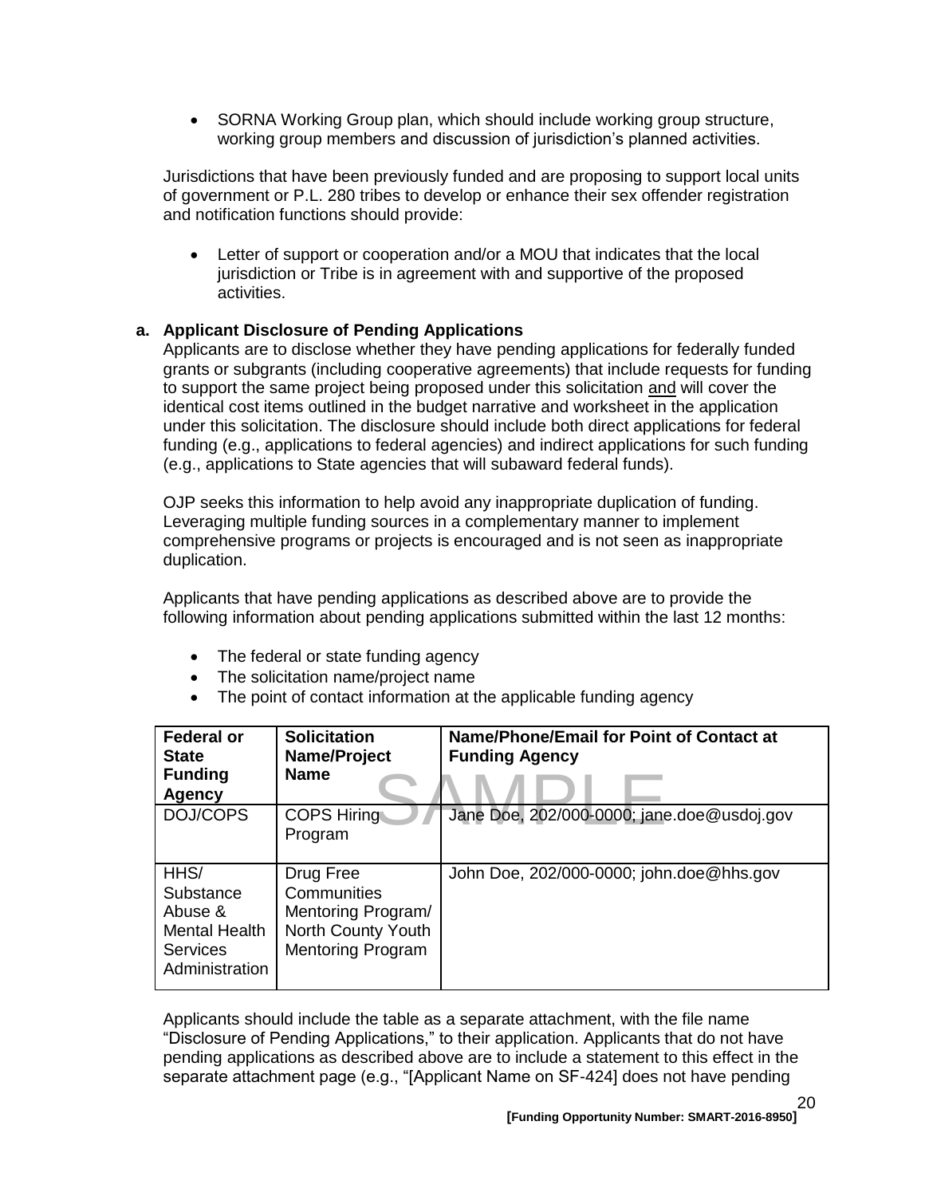- SORNA Working Group plan, which should include working group structure, working group members and discussion of jurisdiction's planned activities.

Jurisdictions that have been previously funded and are proposing to support local units of government or P.L. 280 tribes to develop or enhance their sex offender registration and notification functions should provide:

- Letter of support or cooperation and/or a MOU that indicates that the local jurisdiction or Tribe is in agreement with and supportive of the proposed activities.

**a. Applicant Disclosure of Pending Applications**

Applicants are to disclose whether they have pending applications for federally funded grants or subgrants (including cooperative agreements) that include requests for funding to support the same project being proposed under this solicitation and will cover the identical cost items outlined in the budget narrative and worksheet in the application under this solicitation. The disclosure should include both direct applications for federal funding (e.g., applications to federal agencies) and indirect applications for such funding (e.g., applications to State agencies that will subaward federal funds).

OJP seeks this information to help avoid any inappropriate duplication of funding. Leveraging multiple funding sources in a complementary manner to implement comprehensive programs or projects is encouraged and is not seen as inappropriate duplication.

Applicants that have pending applications as described above are to provide the following information about pending applications submitted within the last 12 months:

- The federal or state funding agency
- The solicitation name/project name
- The point of contact information at the applicable funding agency

SAMPLE

| Federal or State Funding Agency | Solicitation Name/Project Name | Name/Phone/Email for Point of Contact at Funding Agency |
|---|---|---|
| DOJ/COPS | COPS Hiring Program | Jane Doe, 202/000-0000; jane.doe@usdoj.gov |
| HHS/ Substance Abuse & Mental Health Services Administration | Drug Free Communities Mentoring Program/ North County Youth Mentoring Program | John Doe, 202/000-0000; john.doe@hhs.gov |

Applicants should include the table as a separate attachment, with the file name "Disclosure of Pending Applications," to their application. Applicants that do not have pending applications as described above are to include a statement to this effect in the separate attachment page (e.g., "[Applicant Name on SF-424] does not have pending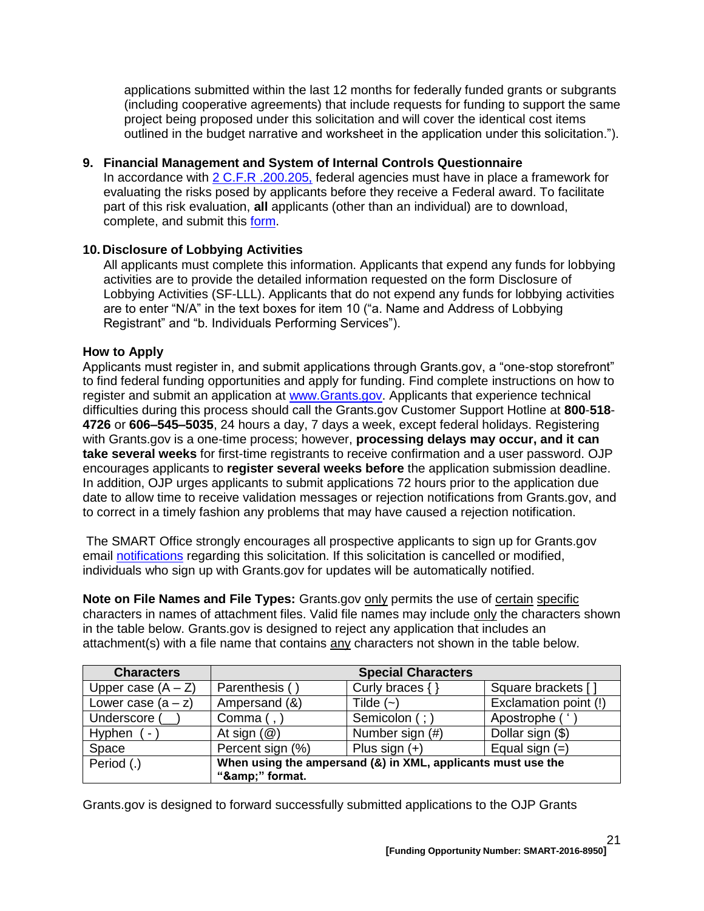applications submitted within the last 12 months for federally funded grants or subgrants (including cooperative agreements) that include requests for funding to support the same project being proposed under this solicitation and will cover the identical cost items outlined in the budget narrative and worksheet in the application under this solicitation.").

9. **Financial Management and System of Internal Controls Questionnaire**
   In accordance with 2 C.F.R .200.205, federal agencies must have in place a framework for evaluating the risks posed by applicants before they receive a Federal award. To facilitate part of this risk evaluation, **all** applicants (other than an individual) are to download, complete, and submit this form.

10. **Disclosure of Lobbying Activities**
    All applicants must complete this information. Applicants that expend any funds for lobbying activities are to provide the detailed information requested on the form Disclosure of Lobbying Activities (SF-LLL). Applicants that do not expend any funds for lobbying activities are to enter "N/A" in the text boxes for item 10 ("a. Name and Address of Lobbying Registrant" and "b. Individuals Performing Services").

**How to Apply**

Applicants must register in, and submit applications through Grants.gov, a "one-stop storefront" to find federal funding opportunities and apply for funding. Find complete instructions on how to register and submit an application at www.Grants.gov. Applicants that experience technical difficulties during this process should call the Grants.gov Customer Support Hotline at **800**-**518**-**4726** or **606–545–5035**, 24 hours a day, 7 days a week, except federal holidays. Registering with Grants.gov is a one-time process; however, **processing delays may occur, and it can take several weeks** for first-time registrants to receive confirmation and a user password. OJP encourages applicants to **register several weeks before** the application submission deadline. In addition, OJP urges applicants to submit applications 72 hours prior to the application due date to allow time to receive validation messages or rejection notifications from Grants.gov, and to correct in a timely fashion any problems that may have caused a rejection notification.

The SMART Office strongly encourages all prospective applicants to sign up for Grants.gov email notifications regarding this solicitation. If this solicitation is cancelled or modified, individuals who sign up with Grants.gov for updates will be automatically notified.

**Note on File Names and File Types:** Grants.gov only permits the use of certain specific characters in names of attachment files. Valid file names may include only the characters shown in the table below. Grants.gov is designed to reject any application that includes an attachment(s) with a file name that contains any characters not shown in the table below.

| Characters | Special Characters | | |
|---|---|---|---|
| Upper case (A – Z) | Parenthesis ( ) | Curly braces { } | Square brackets [ ] |
| Lower case (a – z) | Ampersand (&) | Tilde (~) | Exclamation point (!) |
| Underscore (__) | Comma ( , ) | Semicolon ( ; ) | Apostrophe ( ' ) |
| Hyphen ( - ) | At sign (@) | Number sign (#) | Dollar sign ($) |
| Space | Percent sign (%) | Plus sign (+) | Equal sign (=) |
| Period (.) | **When using the ampersand (&) in XML, applicants must use the "&amp;amp;" format.** | | |

Grants.gov is designed to forward successfully submitted applications to the OJP Grants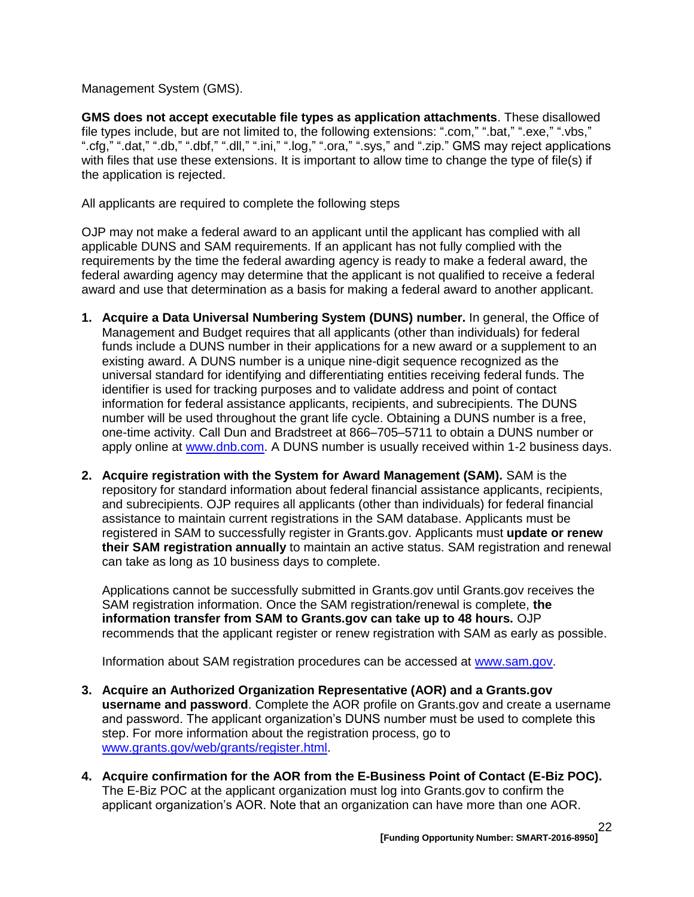Management System (GMS).

**GMS does not accept executable file types as application attachments**. These disallowed file types include, but are not limited to, the following extensions: ".com," ".bat," ".exe," ".vbs," ".cfg," ".dat," ".db," ".dbf," ".dll," ".ini," ".log," ".ora," ".sys," and ".zip." GMS may reject applications with files that use these extensions. It is important to allow time to change the type of file(s) if the application is rejected.

All applicants are required to complete the following steps

OJP may not make a federal award to an applicant until the applicant has complied with all applicable DUNS and SAM requirements. If an applicant has not fully complied with the requirements by the time the federal awarding agency is ready to make a federal award, the federal awarding agency may determine that the applicant is not qualified to receive a federal award and use that determination as a basis for making a federal award to another applicant.

1. **Acquire a Data Universal Numbering System (DUNS) number.** In general, the Office of Management and Budget requires that all applicants (other than individuals) for federal funds include a DUNS number in their applications for a new award or a supplement to an existing award. A DUNS number is a unique nine-digit sequence recognized as the universal standard for identifying and differentiating entities receiving federal funds. The identifier is used for tracking purposes and to validate address and point of contact information for federal assistance applicants, recipients, and subrecipients. The DUNS number will be used throughout the grant life cycle. Obtaining a DUNS number is a free, one-time activity. Call Dun and Bradstreet at 866–705–5711 to obtain a DUNS number or apply online at [www.dnb.com](http://www.dnb.com). A DUNS number is usually received within 1-2 business days.

2. **Acquire registration with the System for Award Management (SAM).** SAM is the repository for standard information about federal financial assistance applicants, recipients, and subrecipients. OJP requires all applicants (other than individuals) for federal financial assistance to maintain current registrations in the SAM database. Applicants must be registered in SAM to successfully register in Grants.gov. Applicants must **update or renew their SAM registration annually** to maintain an active status. SAM registration and renewal can take as long as 10 business days to complete.

   Applications cannot be successfully submitted in Grants.gov until Grants.gov receives the SAM registration information. Once the SAM registration/renewal is complete, **the information transfer from SAM to Grants.gov can take up to 48 hours.** OJP recommends that the applicant register or renew registration with SAM as early as possible.

   Information about SAM registration procedures can be accessed at [www.sam.gov](http://www.sam.gov).

3. **Acquire an Authorized Organization Representative (AOR) and a Grants.gov username and password**. Complete the AOR profile on Grants.gov and create a username and password. The applicant organization's DUNS number must be used to complete this step. For more information about the registration process, go to [www.grants.gov/web/grants/register.html](http://www.grants.gov/web/grants/register.html).

4. **Acquire confirmation for the AOR from the E-Business Point of Contact (E-Biz POC).** The E-Biz POC at the applicant organization must log into Grants.gov to confirm the applicant organization's AOR. Note that an organization can have more than one AOR.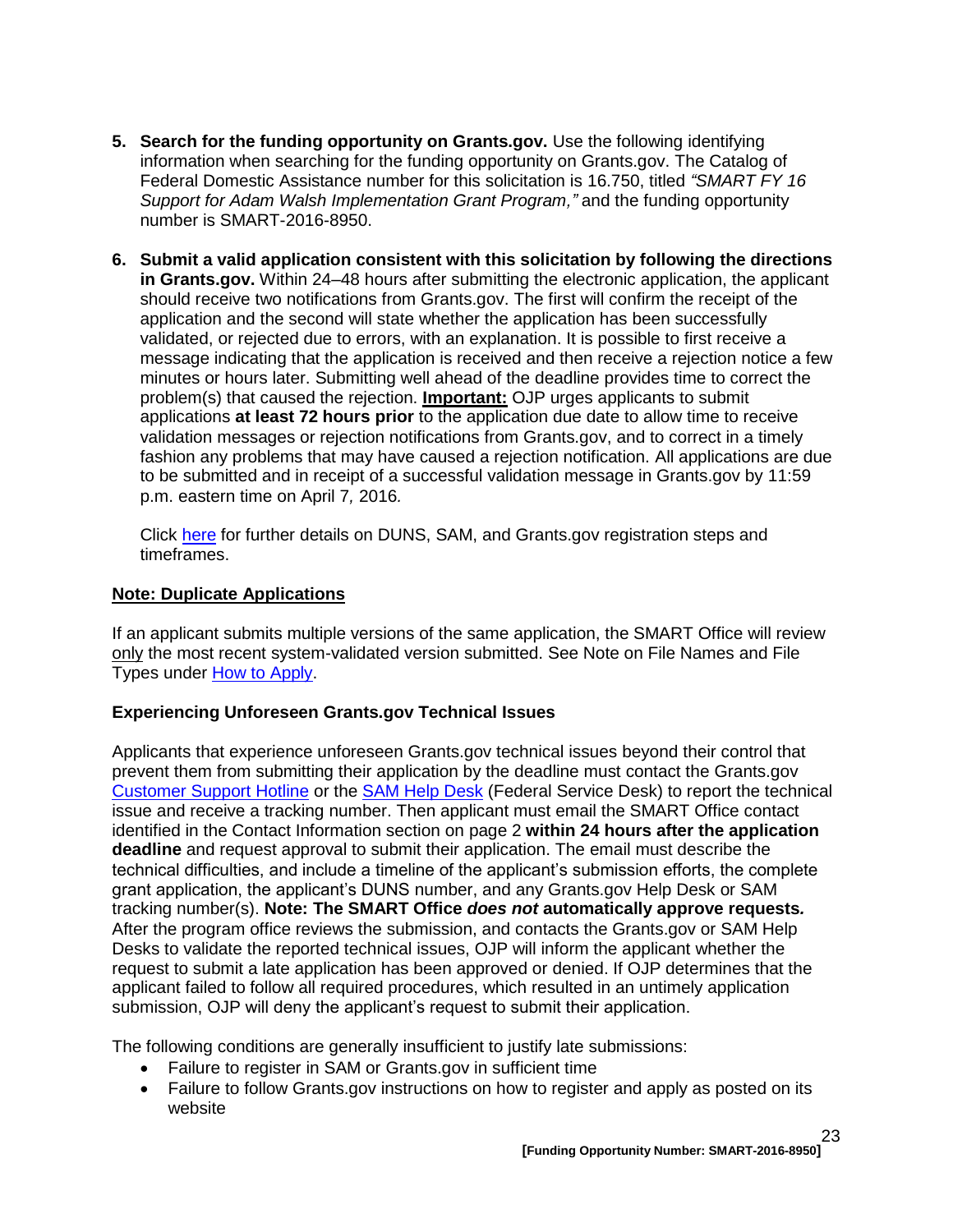5. **Search for the funding opportunity on Grants.gov.** Use the following identifying information when searching for the funding opportunity on Grants.gov. The Catalog of Federal Domestic Assistance number for this solicitation is 16.750, titled *"SMART FY 16 Support for Adam Walsh Implementation Grant Program,"* and the funding opportunity number is SMART-2016-8950.

6. **Submit a valid application consistent with this solicitation by following the directions in Grants.gov.** Within 24–48 hours after submitting the electronic application, the applicant should receive two notifications from Grants.gov. The first will confirm the receipt of the application and the second will state whether the application has been successfully validated, or rejected due to errors, with an explanation. It is possible to first receive a message indicating that the application is received and then receive a rejection notice a few minutes or hours later. Submitting well ahead of the deadline provides time to correct the problem(s) that caused the rejection. **Important:** OJP urges applicants to submit applications **at least 72 hours prior** to the application due date to allow time to receive validation messages or rejection notifications from Grants.gov, and to correct in a timely fashion any problems that may have caused a rejection notification. All applications are due to be submitted and in receipt of a successful validation message in Grants.gov by 11:59 p.m. eastern time on April 7*,* 2016*.*

   Click here for further details on DUNS, SAM, and Grants.gov registration steps and timeframes.

**Note: Duplicate Applications**

If an applicant submits multiple versions of the same application, the SMART Office will review only the most recent system-validated version submitted. See Note on File Names and File Types under How to Apply.

**Experiencing Unforeseen Grants.gov Technical Issues**

Applicants that experience unforeseen Grants.gov technical issues beyond their control that prevent them from submitting their application by the deadline must contact the Grants.gov Customer Support Hotline or the SAM Help Desk (Federal Service Desk) to report the technical issue and receive a tracking number. Then applicant must email the SMART Office contact identified in the Contact Information section on page 2 **within 24 hours after the application deadline** and request approval to submit their application. The email must describe the technical difficulties, and include a timeline of the applicant's submission efforts, the complete grant application, the applicant's DUNS number, and any Grants.gov Help Desk or SAM tracking number(s). **Note: The SMART Office *does not* automatically approve requests.** After the program office reviews the submission, and contacts the Grants.gov or SAM Help Desks to validate the reported technical issues, OJP will inform the applicant whether the request to submit a late application has been approved or denied. If OJP determines that the applicant failed to follow all required procedures, which resulted in an untimely application submission, OJP will deny the applicant's request to submit their application.

The following conditions are generally insufficient to justify late submissions:

- Failure to register in SAM or Grants.gov in sufficient time
- Failure to follow Grants.gov instructions on how to register and apply as posted on its website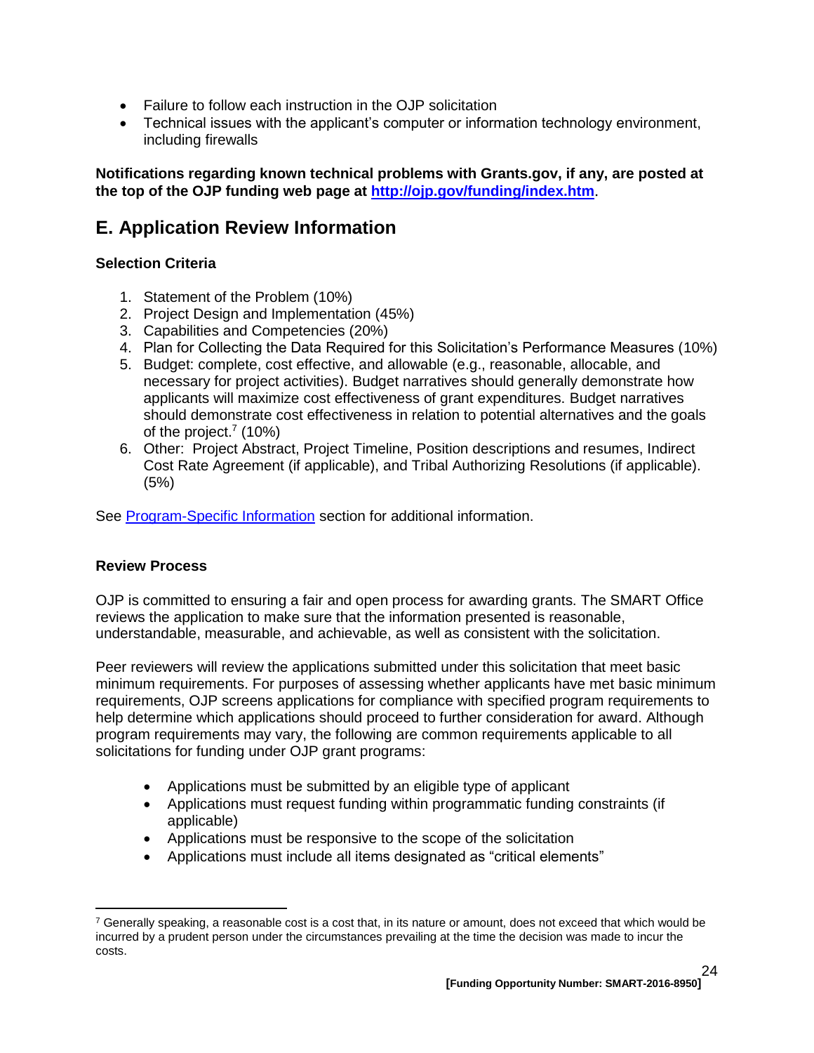- Failure to follow each instruction in the OJP solicitation
- Technical issues with the applicant's computer or information technology environment, including firewalls

**Notifications regarding known technical problems with Grants.gov, if any, are posted at the top of the OJP funding web page at [http://ojp.gov/funding/index.htm](http://ojp.gov/funding/index.htm).**

## E. Application Review Information

### Selection Criteria

1. Statement of the Problem (10%)
2. Project Design and Implementation (45%)
3. Capabilities and Competencies (20%)
4. Plan for Collecting the Data Required for this Solicitation's Performance Measures (10%)
5. Budget: complete, cost effective, and allowable (e.g., reasonable, allocable, and necessary for project activities). Budget narratives should generally demonstrate how applicants will maximize cost effectiveness of grant expenditures. Budget narratives should demonstrate cost effectiveness in relation to potential alternatives and the goals of the project.[7] (10%)
6. Other: Project Abstract, Project Timeline, Position descriptions and resumes, Indirect Cost Rate Agreement (if applicable), and Tribal Authorizing Resolutions (if applicable). (5%)

See Program-Specific Information section for additional information.

### Review Process

OJP is committed to ensuring a fair and open process for awarding grants. The SMART Office reviews the application to make sure that the information presented is reasonable, understandable, measurable, and achievable, as well as consistent with the solicitation.

Peer reviewers will review the applications submitted under this solicitation that meet basic minimum requirements. For purposes of assessing whether applicants have met basic minimum requirements, OJP screens applications for compliance with specified program requirements to help determine which applications should proceed to further consideration for award. Although program requirements may vary, the following are common requirements applicable to all solicitations for funding under OJP grant programs:

- Applications must be submitted by an eligible type of applicant
- Applications must request funding within programmatic funding constraints (if applicable)
- Applications must be responsive to the scope of the solicitation
- Applications must include all items designated as "critical elements"

[7] Generally speaking, a reasonable cost is a cost that, in its nature or amount, does not exceed that which would be incurred by a prudent person under the circumstances prevailing at the time the decision was made to incur the costs.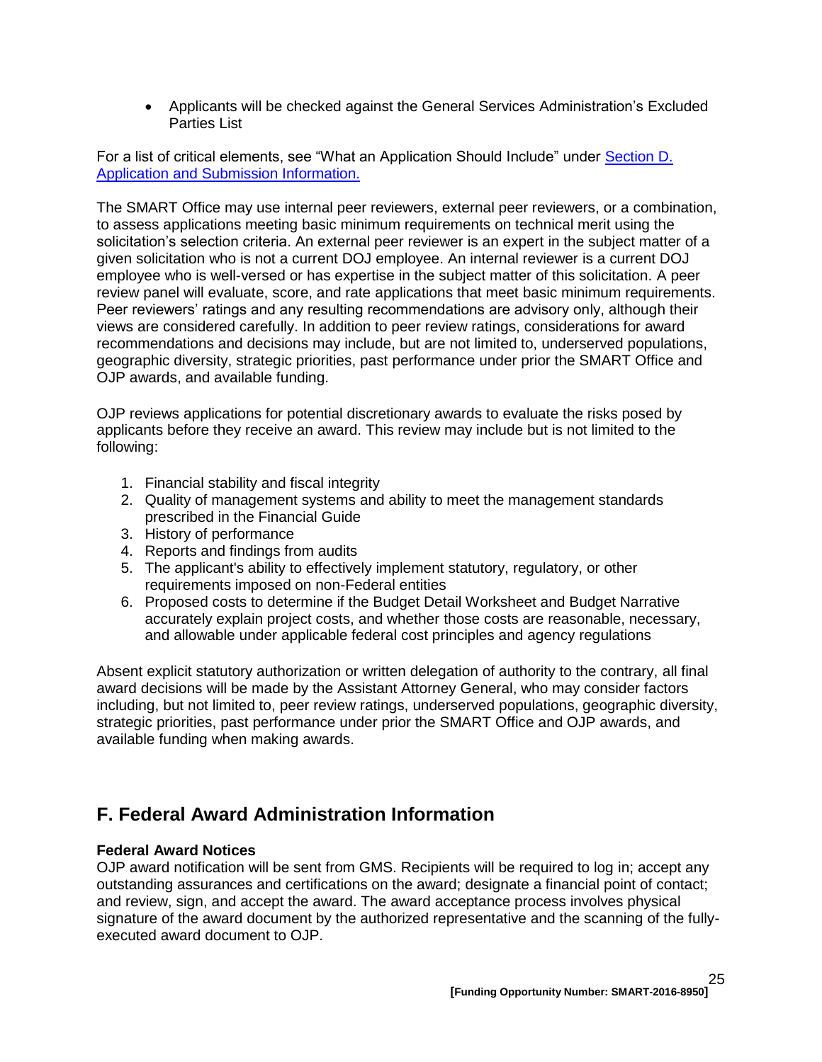- Applicants will be checked against the General Services Administration's Excluded Parties List

For a list of critical elements, see "What an Application Should Include" under [Section D. Application and Submission Information.](#)

The SMART Office may use internal peer reviewers, external peer reviewers, or a combination, to assess applications meeting basic minimum requirements on technical merit using the solicitation's selection criteria. An external peer reviewer is an expert in the subject matter of a given solicitation who is not a current DOJ employee. An internal reviewer is a current DOJ employee who is well-versed or has expertise in the subject matter of this solicitation. A peer review panel will evaluate, score, and rate applications that meet basic minimum requirements. Peer reviewers' ratings and any resulting recommendations are advisory only, although their views are considered carefully. In addition to peer review ratings, considerations for award recommendations and decisions may include, but are not limited to, underserved populations, geographic diversity, strategic priorities, past performance under prior the SMART Office and OJP awards, and available funding.

OJP reviews applications for potential discretionary awards to evaluate the risks posed by applicants before they receive an award. This review may include but is not limited to the following:

1. Financial stability and fiscal integrity
2. Quality of management systems and ability to meet the management standards prescribed in the Financial Guide
3. History of performance
4. Reports and findings from audits
5. The applicant's ability to effectively implement statutory, regulatory, or other requirements imposed on non-Federal entities
6. Proposed costs to determine if the Budget Detail Worksheet and Budget Narrative accurately explain project costs, and whether those costs are reasonable, necessary, and allowable under applicable federal cost principles and agency regulations

Absent explicit statutory authorization or written delegation of authority to the contrary, all final award decisions will be made by the Assistant Attorney General, who may consider factors including, but not limited to, peer review ratings, underserved populations, geographic diversity, strategic priorities, past performance under prior the SMART Office and OJP awards, and available funding when making awards.

## F. Federal Award Administration Information

**Federal Award Notices**

OJP award notification will be sent from GMS. Recipients will be required to log in; accept any outstanding assurances and certifications on the award; designate a financial point of contact; and review, sign, and accept the award. The award acceptance process involves physical signature of the award document by the authorized representative and the scanning of the fully-executed award document to OJP.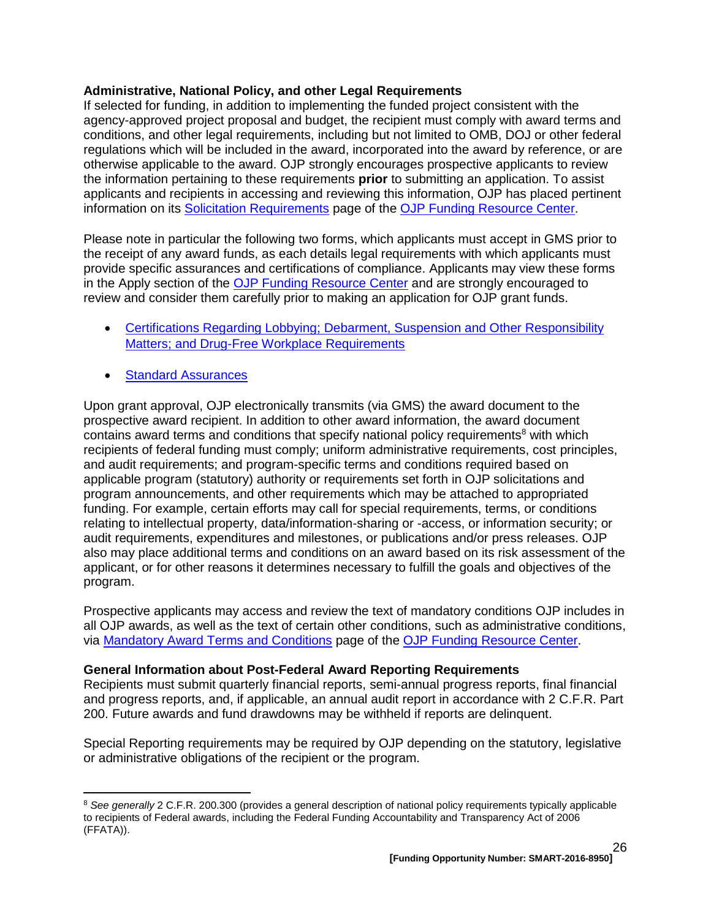**Administrative, National Policy, and other Legal Requirements**

If selected for funding, in addition to implementing the funded project consistent with the agency-approved project proposal and budget, the recipient must comply with award terms and conditions, and other legal requirements, including but not limited to OMB, DOJ or other federal regulations which will be included in the award, incorporated into the award by reference, or are otherwise applicable to the award. OJP strongly encourages prospective applicants to review the information pertaining to these requirements **prior** to submitting an application. To assist applicants and recipients in accessing and reviewing this information, OJP has placed pertinent information on its Solicitation Requirements page of the OJP Funding Resource Center.

Please note in particular the following two forms, which applicants must accept in GMS prior to the receipt of any award funds, as each details legal requirements with which applicants must provide specific assurances and certifications of compliance. Applicants may view these forms in the Apply section of the OJP Funding Resource Center and are strongly encouraged to review and consider them carefully prior to making an application for OJP grant funds.

- Certifications Regarding Lobbying; Debarment, Suspension and Other Responsibility Matters; and Drug-Free Workplace Requirements
- Standard Assurances

Upon grant approval, OJP electronically transmits (via GMS) the award document to the prospective award recipient. In addition to other award information, the award document contains award terms and conditions that specify national policy requirements[8] with which recipients of federal funding must comply; uniform administrative requirements, cost principles, and audit requirements; and program-specific terms and conditions required based on applicable program (statutory) authority or requirements set forth in OJP solicitations and program announcements, and other requirements which may be attached to appropriated funding. For example, certain efforts may call for special requirements, terms, or conditions relating to intellectual property, data/information-sharing or -access, or information security; or audit requirements, expenditures and milestones, or publications and/or press releases. OJP also may place additional terms and conditions on an award based on its risk assessment of the applicant, or for other reasons it determines necessary to fulfill the goals and objectives of the program.

Prospective applicants may access and review the text of mandatory conditions OJP includes in all OJP awards, as well as the text of certain other conditions, such as administrative conditions, via Mandatory Award Terms and Conditions page of the OJP Funding Resource Center.

**General Information about Post-Federal Award Reporting Requirements**

Recipients must submit quarterly financial reports, semi-annual progress reports, final financial and progress reports, and, if applicable, an annual audit report in accordance with 2 C.F.R. Part 200. Future awards and fund drawdowns may be withheld if reports are delinquent.

Special Reporting requirements may be required by OJP depending on the statutory, legislative or administrative obligations of the recipient or the program.

---

[8] *See generally* 2 C.F.R. 200.300 (provides a general description of national policy requirements typically applicable to recipients of Federal awards, including the Federal Funding Accountability and Transparency Act of 2006 (FFATA)).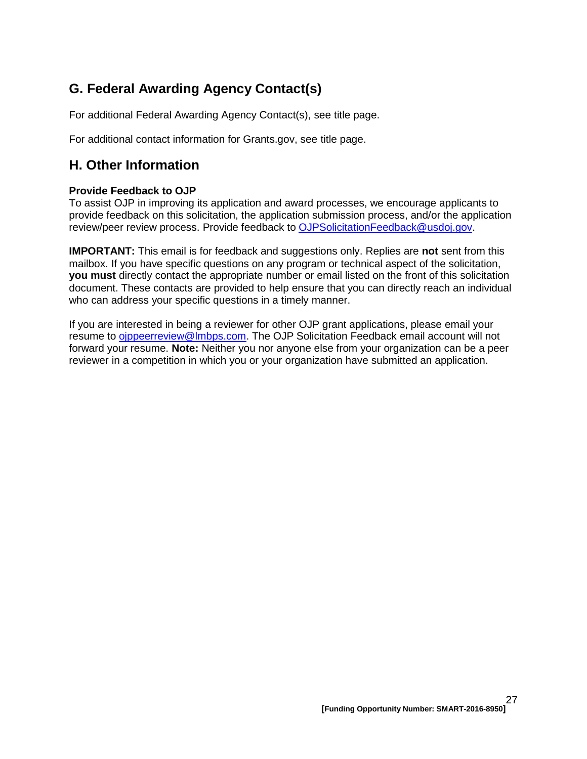## G. Federal Awarding Agency Contact(s)

For additional Federal Awarding Agency Contact(s), see title page.

For additional contact information for Grants.gov, see title page.

## H. Other Information

**Provide Feedback to OJP**

To assist OJP in improving its application and award processes, we encourage applicants to provide feedback on this solicitation, the application submission process, and/or the application review/peer review process. Provide feedback to OJPSolicitationFeedback@usdoj.gov.

**IMPORTANT:** This email is for feedback and suggestions only. Replies are **not** sent from this mailbox. If you have specific questions on any program or technical aspect of the solicitation, **you must** directly contact the appropriate number or email listed on the front of this solicitation document. These contacts are provided to help ensure that you can directly reach an individual who can address your specific questions in a timely manner.

If you are interested in being a reviewer for other OJP grant applications, please email your resume to ojppeerreview@lmbps.com. The OJP Solicitation Feedback email account will not forward your resume. **Note:** Neither you nor anyone else from your organization can be a peer reviewer in a competition in which you or your organization have submitted an application.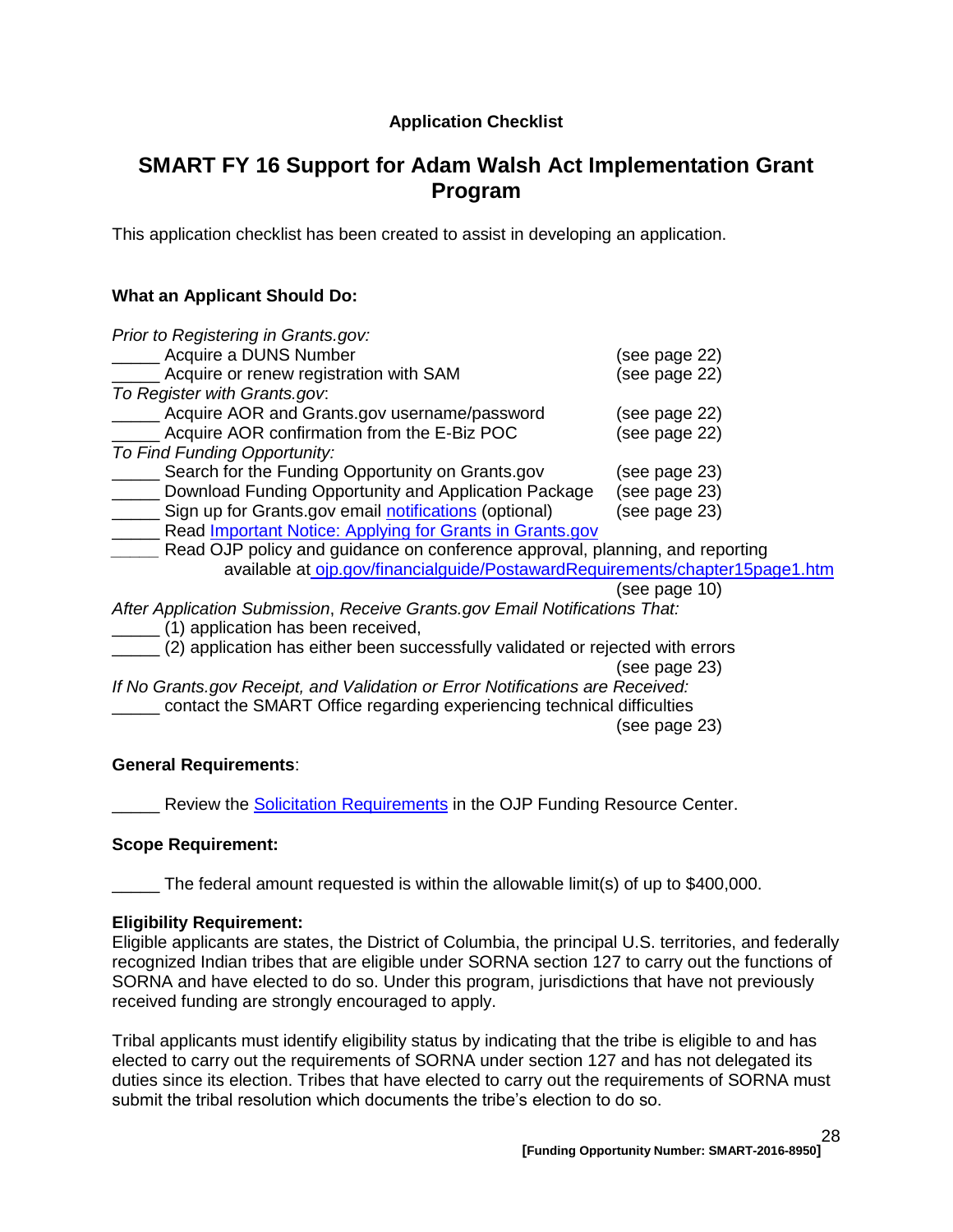**Application Checklist**

## SMART FY 16 Support for Adam Walsh Act Implementation Grant Program

This application checklist has been created to assist in developing an application.

**What an Applicant Should Do:**

*Prior to Registering in Grants.gov:*
_____ Acquire a DUNS Number (see page 22)
_____ Acquire or renew registration with SAM (see page 22)
*To Register with Grants.gov*:
_____ Acquire AOR and Grants.gov username/password (see page 22)
_____ Acquire AOR confirmation from the E-Biz POC (see page 22)
*To Find Funding Opportunity:*
_____ Search for the Funding Opportunity on Grants.gov (see page 23)
_____ Download Funding Opportunity and Application Package (see page 23)
_____ Sign up for Grants.gov email notifications (optional) (see page 23)
_____ Read Important Notice: Applying for Grants in Grants.gov
_____ Read OJP policy and guidance on conference approval, planning, and reporting available at ojp.gov/financialguide/PostawardRequirements/chapter15page1.htm (see page 10)
*After Application Submission, Receive Grants.gov Email Notifications That:*
_____ (1) application has been received,
_____ (2) application has either been successfully validated or rejected with errors (see page 23)
*If No Grants.gov Receipt, and Validation or Error Notifications are Received:*
_____ contact the SMART Office regarding experiencing technical difficulties (see page 23)

**General Requirements**:

_____ Review the Solicitation Requirements in the OJP Funding Resource Center.

**Scope Requirement:**

_____ The federal amount requested is within the allowable limit(s) of up to $400,000.

**Eligibility Requirement:**
Eligible applicants are states, the District of Columbia, the principal U.S. territories, and federally recognized Indian tribes that are eligible under SORNA section 127 to carry out the functions of SORNA and have elected to do so. Under this program, jurisdictions that have not previously received funding are strongly encouraged to apply.

Tribal applicants must identify eligibility status by indicating that the tribe is eligible to and has elected to carry out the requirements of SORNA under section 127 and has not delegated its duties since its election. Tribes that have elected to carry out the requirements of SORNA must submit the tribal resolution which documents the tribe's election to do so.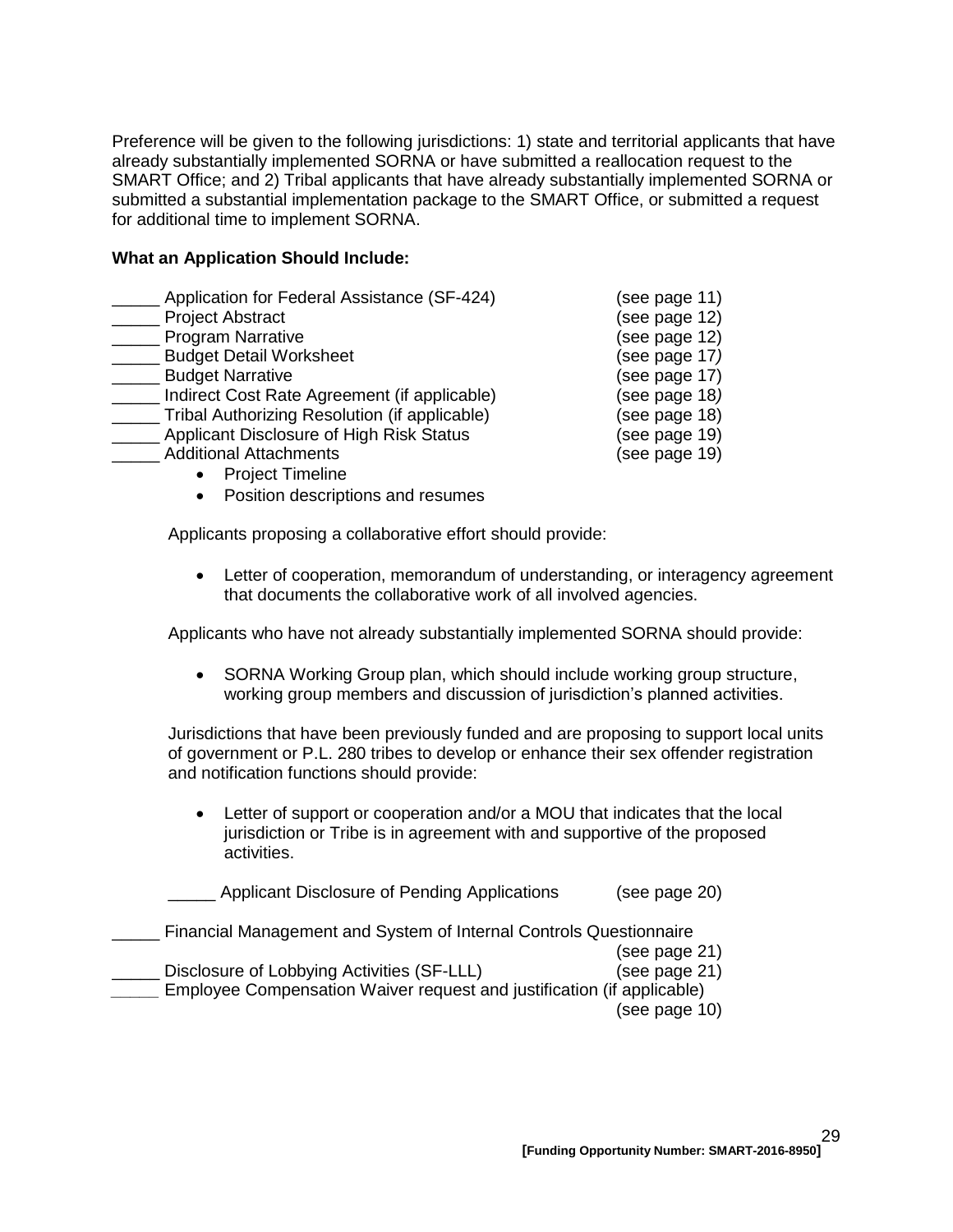Preference will be given to the following jurisdictions: 1) state and territorial applicants that have already substantially implemented SORNA or have submitted a reallocation request to the SMART Office; and 2) Tribal applicants that have already substantially implemented SORNA or submitted a substantial implementation package to the SMART Office, or submitted a request for additional time to implement SORNA.

**What an Application Should Include:**

_____ Application for Federal Assistance (SF-424) (see page 11)
_____ Project Abstract (see page 12)
_____ Program Narrative (see page 12)
_____ Budget Detail Worksheet (see page 17)
_____ Budget Narrative (see page 17)
_____ Indirect Cost Rate Agreement (if applicable) (see page 18)
_____ Tribal Authorizing Resolution (if applicable) (see page 18)
_____ Applicant Disclosure of High Risk Status (see page 19)
_____ Additional Attachments (see page 19)

- Project Timeline
- Position descriptions and resumes

Applicants proposing a collaborative effort should provide:

- Letter of cooperation, memorandum of understanding, or interagency agreement that documents the collaborative work of all involved agencies.

Applicants who have not already substantially implemented SORNA should provide:

- SORNA Working Group plan, which should include working group structure, working group members and discussion of jurisdiction's planned activities.

Jurisdictions that have been previously funded and are proposing to support local units of government or P.L. 280 tribes to develop or enhance their sex offender registration and notification functions should provide:

- Letter of support or cooperation and/or a MOU that indicates that the local jurisdiction or Tribe is in agreement with and supportive of the proposed activities.

_____ Applicant Disclosure of Pending Applications (see page 20)

_____ Financial Management and System of Internal Controls Questionnaire (see page 21)
_____ Disclosure of Lobbying Activities (SF-LLL) (see page 21)
_____ Employee Compensation Waiver request and justification (if applicable) (see page 10)